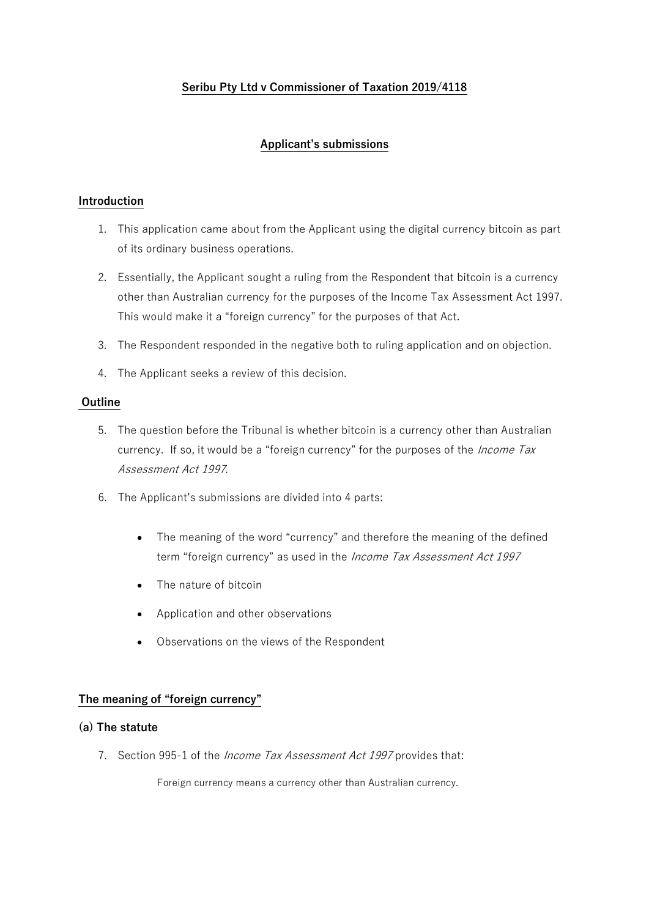# Seribu Pty Ltd v Commissioner of Taxation 2019/4118

## Applicant's submissions

### Introduction

1. This application came about from the Applicant using the digital currency bitcoin as part of its ordinary business operations.

2. Essentially, the Applicant sought a ruling from the Respondent that bitcoin is a currency other than Australian currency for the purposes of the Income Tax Assessment Act 1997. This would make it a "foreign currency" for the purposes of that Act.

3. The Respondent responded in the negative both to ruling application and on objection.

4. The Applicant seeks a review of this decision.

### Outline

5. The question before the Tribunal is whether bitcoin is a currency other than Australian currency. If so, it would be a "foreign currency" for the purposes of the *Income Tax Assessment Act 1997*.

6. The Applicant's submissions are divided into 4 parts:

   - The meaning of the word "currency" and therefore the meaning of the defined term "foreign currency" as used in the *Income Tax Assessment Act 1997*
   - The nature of bitcoin
   - Application and other observations
   - Observations on the views of the Respondent

### The meaning of "foreign currency"

#### (a) The statute

7. Section 995-1 of the *Income Tax Assessment Act 1997* provides that:

   > Foreign currency means a currency other than Australian currency.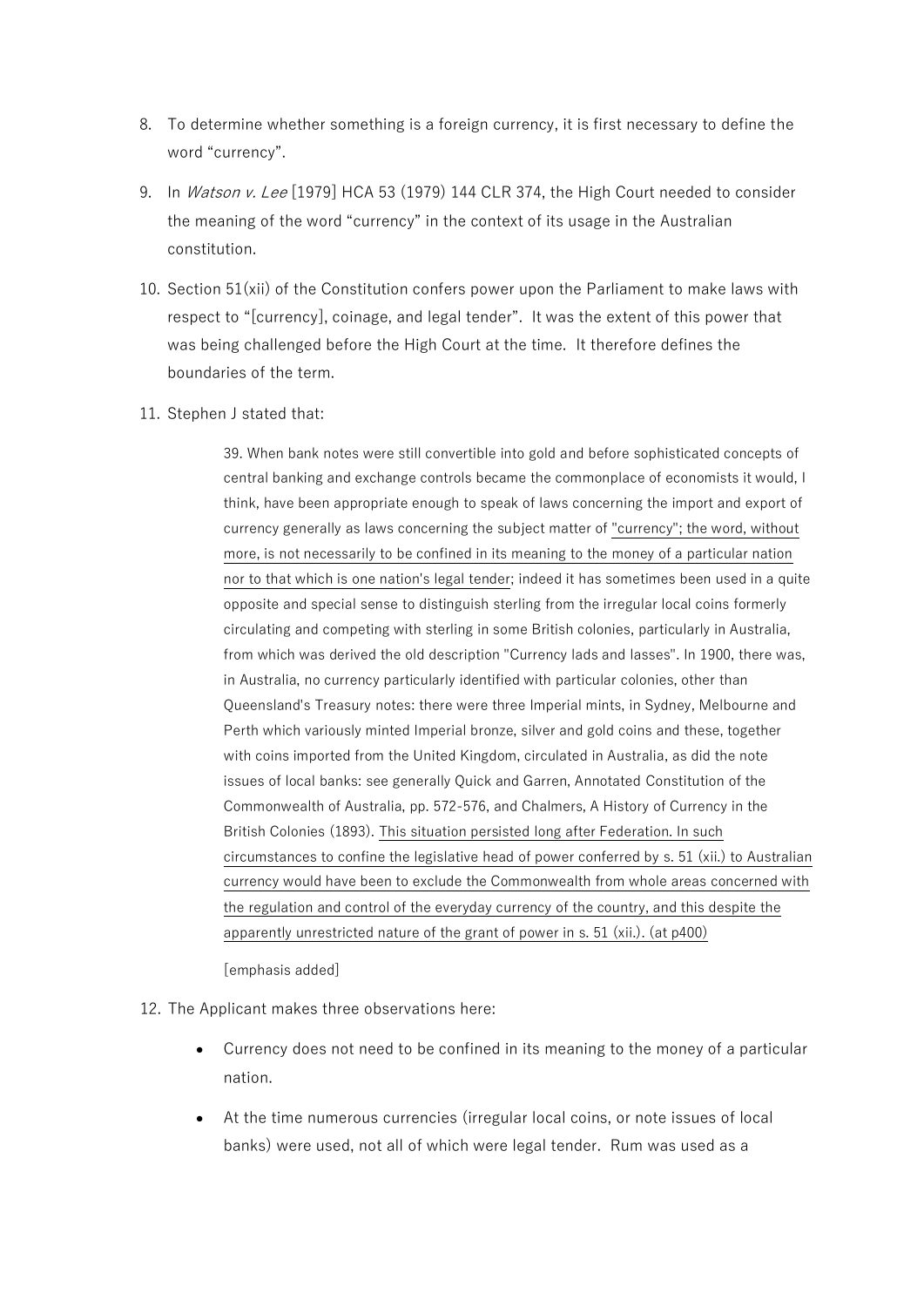8. To determine whether something is a foreign currency, it is first necessary to define the word "currency".

9. In *Watson v. Lee* [1979] HCA 53 (1979) 144 CLR 374, the High Court needed to consider the meaning of the word "currency" in the context of its usage in the Australian constitution.

10. Section 51(xii) of the Constitution confers power upon the Parliament to make laws with respect to "[currency], coinage, and legal tender". It was the extent of this power that was being challenged before the High Court at the time. It therefore defines the boundaries of the term.

11. Stephen J stated that:

> 39. When bank notes were still convertible into gold and before sophisticated concepts of central banking and exchange controls became the commonplace of economists it would, I think, have been appropriate enough to speak of laws concerning the import and export of currency generally as laws concerning the subject matter of "currency"; the word, without more, is not necessarily to be confined in its meaning to the money of a particular nation nor to that which is one nation's legal tender; indeed it has sometimes been used in a quite opposite and special sense to distinguish sterling from the irregular local coins formerly circulating and competing with sterling in some British colonies, particularly in Australia, from which was derived the old description "Currency lads and lasses". In 1900, there was, in Australia, no currency particularly identified with particular colonies, other than Queensland's Treasury notes: there were three Imperial mints, in Sydney, Melbourne and Perth which variously minted Imperial bronze, silver and gold coins and these, together with coins imported from the United Kingdom, circulated in Australia, as did the note issues of local banks: see generally Quick and Garren, Annotated Constitution of the Commonwealth of Australia, pp. 572-576, and Chalmers, A History of Currency in the British Colonies (1893). This situation persisted long after Federation. In such circumstances to confine the legislative head of power conferred by s. 51 (xii.) to Australian currency would have been to exclude the Commonwealth from whole areas concerned with the regulation and control of the everyday currency of the country, and this despite the apparently unrestricted nature of the grant of power in s. 51 (xii.). (at p400)
>
> [emphasis added]

12. The Applicant makes three observations here:

    - Currency does not need to be confined in its meaning to the money of a particular nation.
    - At the time numerous currencies (irregular local coins, or note issues of local banks) were used, not all of which were legal tender. Rum was used as a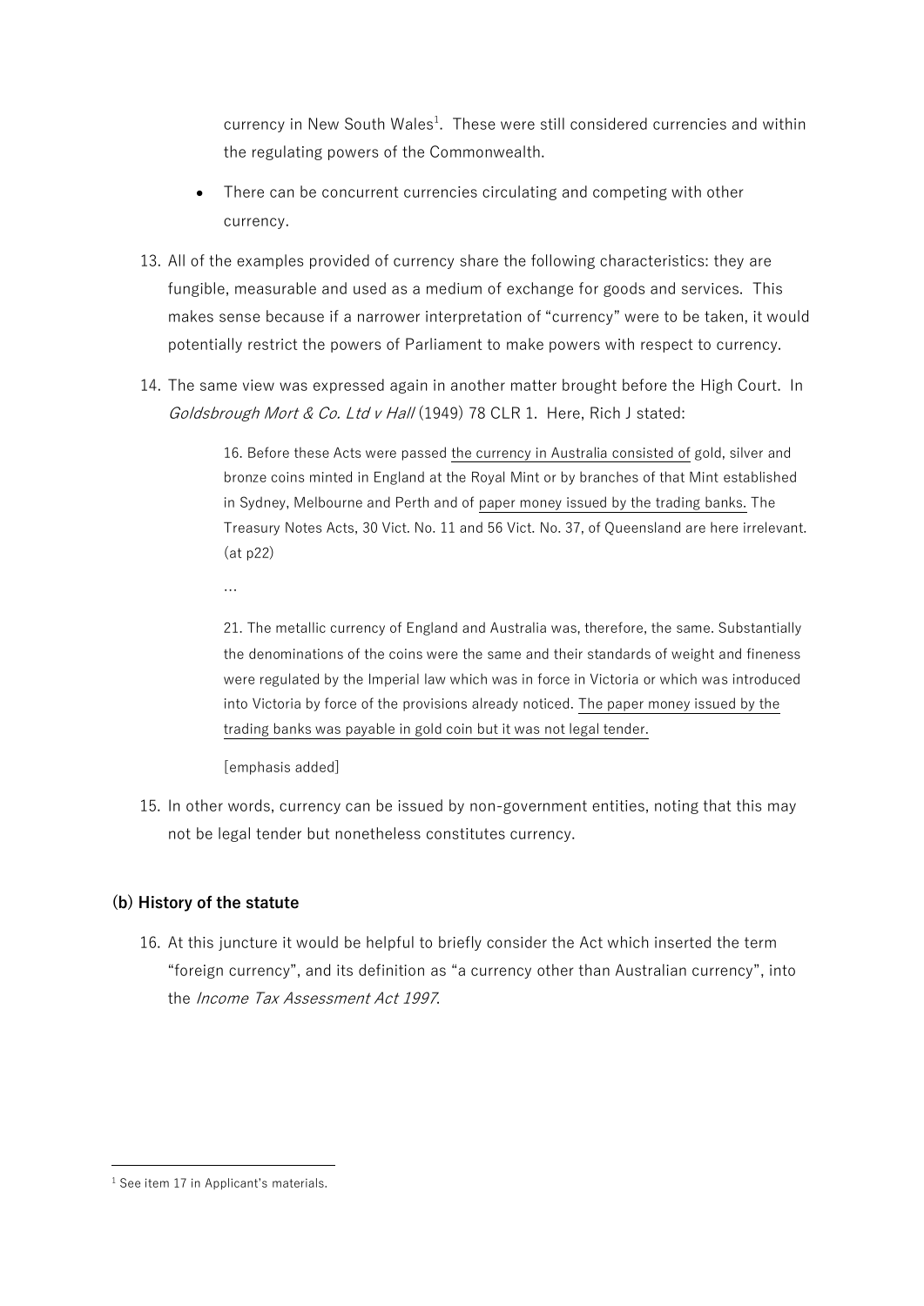currency in New South Wales[1]. These were still considered currencies and within the regulating powers of the Commonwealth.

- There can be concurrent currencies circulating and competing with other currency.

13. All of the examples provided of currency share the following characteristics: they are fungible, measurable and used as a medium of exchange for goods and services. This makes sense because if a narrower interpretation of "currency" were to be taken, it would potentially restrict the powers of Parliament to make powers with respect to currency.

14. The same view was expressed again in another matter brought before the High Court. In *Goldsbrough Mort & Co. Ltd v Hall* (1949) 78 CLR 1. Here, Rich J stated:

> 16. Before these Acts were passed <u>the currency in Australia consisted of</u> gold, silver and bronze coins minted in England at the Royal Mint or by branches of that Mint established in Sydney, Melbourne and Perth and of <u>paper money issued by the trading banks.</u> The Treasury Notes Acts, 30 Vict. No. 11 and 56 Vict. No. 37, of Queensland are here irrelevant. (at p22)
>
> …
>
> 21. The metallic currency of England and Australia was, therefore, the same. Substantially the denominations of the coins were the same and their standards of weight and fineness were regulated by the Imperial law which was in force in Victoria or which was introduced into Victoria by force of the provisions already noticed. <u>The paper money issued by the trading banks was payable in gold coin but it was not legal tender.</u>
>
> [emphasis added]

15. In other words, currency can be issued by non-government entities, noting that this may not be legal tender but nonetheless constitutes currency.

### (b) History of the statute

16. At this juncture it would be helpful to briefly consider the Act which inserted the term "foreign currency", and its definition as "a currency other than Australian currency", into the *Income Tax Assessment Act 1997*.

---

[1] See item 17 in Applicant's materials.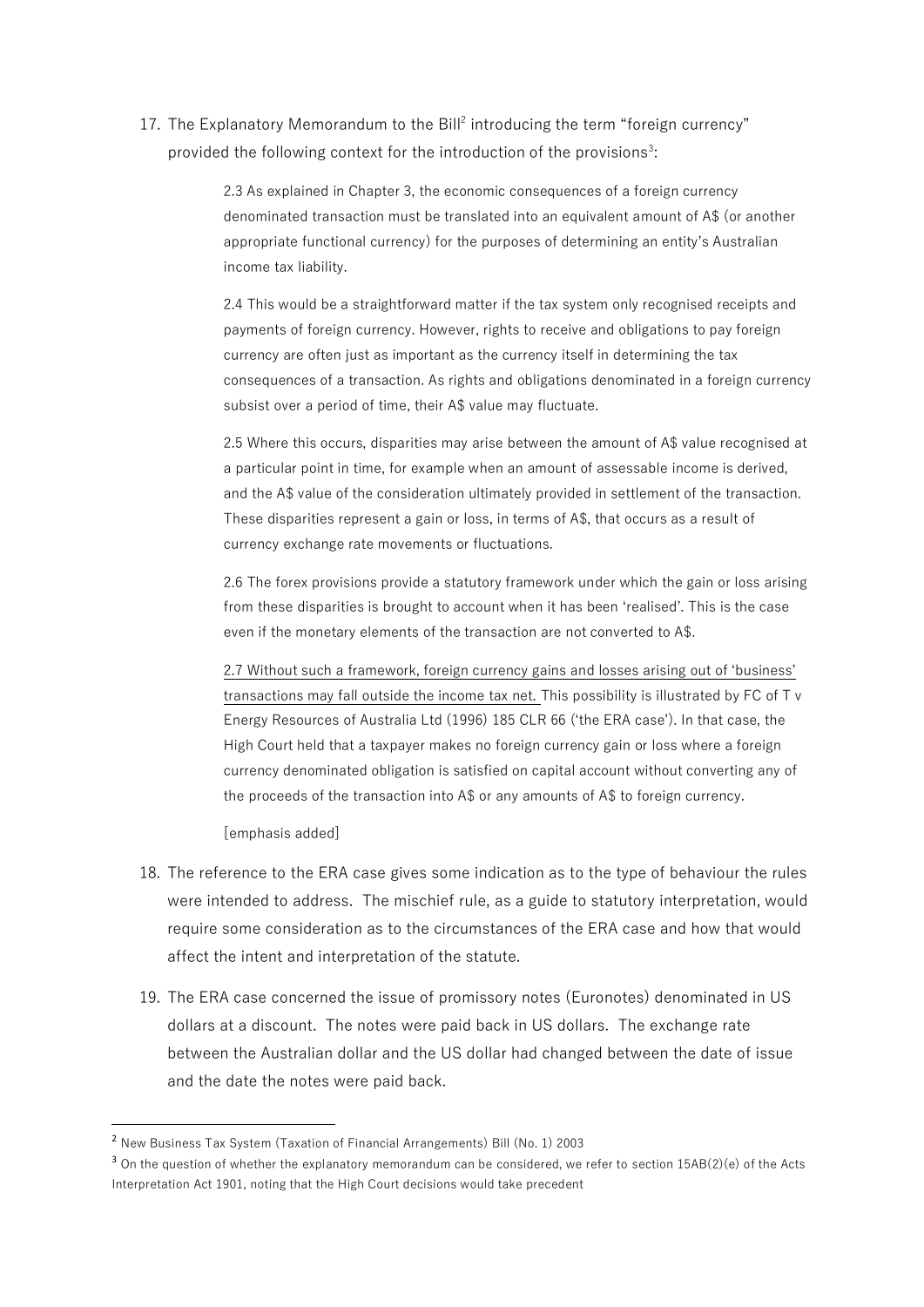17. The Explanatory Memorandum to the Bill[2] introducing the term "foreign currency" provided the following context for the introduction of the provisions[3]:

    > 2.3 As explained in Chapter 3, the economic consequences of a foreign currency denominated transaction must be translated into an equivalent amount of A$ (or another appropriate functional currency) for the purposes of determining an entity's Australian income tax liability.
    >
    > 2.4 This would be a straightforward matter if the tax system only recognised receipts and payments of foreign currency. However, rights to receive and obligations to pay foreign currency are often just as important as the currency itself in determining the tax consequences of a transaction. As rights and obligations denominated in a foreign currency subsist over a period of time, their A$ value may fluctuate.
    >
    > 2.5 Where this occurs, disparities may arise between the amount of A$ value recognised at a particular point in time, for example when an amount of assessable income is derived, and the A$ value of the consideration ultimately provided in settlement of the transaction. These disparities represent a gain or loss, in terms of A$, that occurs as a result of currency exchange rate movements or fluctuations.
    >
    > 2.6 The forex provisions provide a statutory framework under which the gain or loss arising from these disparities is brought to account when it has been 'realised'. This is the case even if the monetary elements of the transaction are not converted to A$.
    >
    > <u>2.7 Without such a framework, foreign currency gains and losses arising out of 'business' transactions may fall outside the income tax net.</u> This possibility is illustrated by FC of T v Energy Resources of Australia Ltd (1996) 185 CLR 66 ('the ERA case'). In that case, the High Court held that a taxpayer makes no foreign currency gain or loss where a foreign currency denominated obligation is satisfied on capital account without converting any of the proceeds of the transaction into A$ or any amounts of A$ to foreign currency.
    >
    > [emphasis added]

18. The reference to the ERA case gives some indication as to the type of behaviour the rules were intended to address. The mischief rule, as a guide to statutory interpretation, would require some consideration as to the circumstances of the ERA case and how that would affect the intent and interpretation of the statute.

19. The ERA case concerned the issue of promissory notes (Euronotes) denominated in US dollars at a discount. The notes were paid back in US dollars. The exchange rate between the Australian dollar and the US dollar had changed between the date of issue and the date the notes were paid back.

---

[2] New Business Tax System (Taxation of Financial Arrangements) Bill (No. 1) 2003

[3] On the question of whether the explanatory memorandum can be considered, we refer to section 15AB(2)(e) of the Acts Interpretation Act 1901, noting that the High Court decisions would take precedent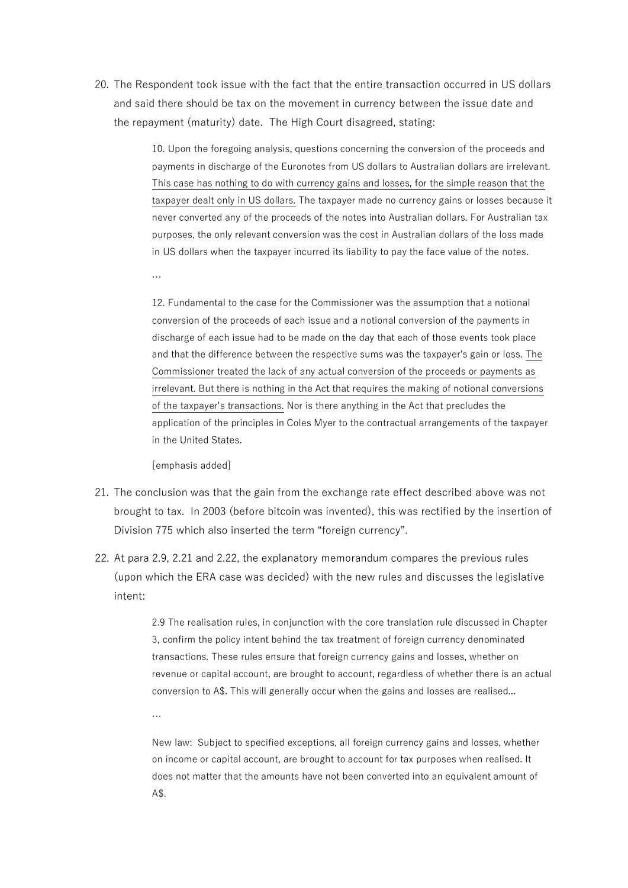20. The Respondent took issue with the fact that the entire transaction occurred in US dollars and said there should be tax on the movement in currency between the issue date and the repayment (maturity) date. The High Court disagreed, stating:

> 10. Upon the foregoing analysis, questions concerning the conversion of the proceeds and payments in discharge of the Euronotes from US dollars to Australian dollars are irrelevant. <u>This case has nothing to do with currency gains and losses, for the simple reason that the taxpayer dealt only in US dollars.</u> The taxpayer made no currency gains or losses because it never converted any of the proceeds of the notes into Australian dollars. For Australian tax purposes, the only relevant conversion was the cost in Australian dollars of the loss made in US dollars when the taxpayer incurred its liability to pay the face value of the notes.
>
> …
>
> 12. Fundamental to the case for the Commissioner was the assumption that a notional conversion of the proceeds of each issue and a notional conversion of the payments in discharge of each issue had to be made on the day that each of those events took place and that the difference between the respective sums was the taxpayer's gain or loss. <u>The Commissioner treated the lack of any actual conversion of the proceeds or payments as irrelevant. But there is nothing in the Act that requires the making of notional conversions of the taxpayer's transactions.</u> Nor is there anything in the Act that precludes the application of the principles in Coles Myer to the contractual arrangements of the taxpayer in the United States.
>
> [emphasis added]

21. The conclusion was that the gain from the exchange rate effect described above was not brought to tax. In 2003 (before bitcoin was invented), this was rectified by the insertion of Division 775 which also inserted the term "foreign currency".

22. At para 2.9, 2.21 and 2.22, the explanatory memorandum compares the previous rules (upon which the ERA case was decided) with the new rules and discusses the legislative intent:

> 2.9 The realisation rules, in conjunction with the core translation rule discussed in Chapter 3, confirm the policy intent behind the tax treatment of foreign currency denominated transactions. These rules ensure that foreign currency gains and losses, whether on revenue or capital account, are brought to account, regardless of whether there is an actual conversion to A$. This will generally occur when the gains and losses are realised...
>
> …
>
> New law: Subject to specified exceptions, all foreign currency gains and losses, whether on income or capital account, are brought to account for tax purposes when realised. It does not matter that the amounts have not been converted into an equivalent amount of A$.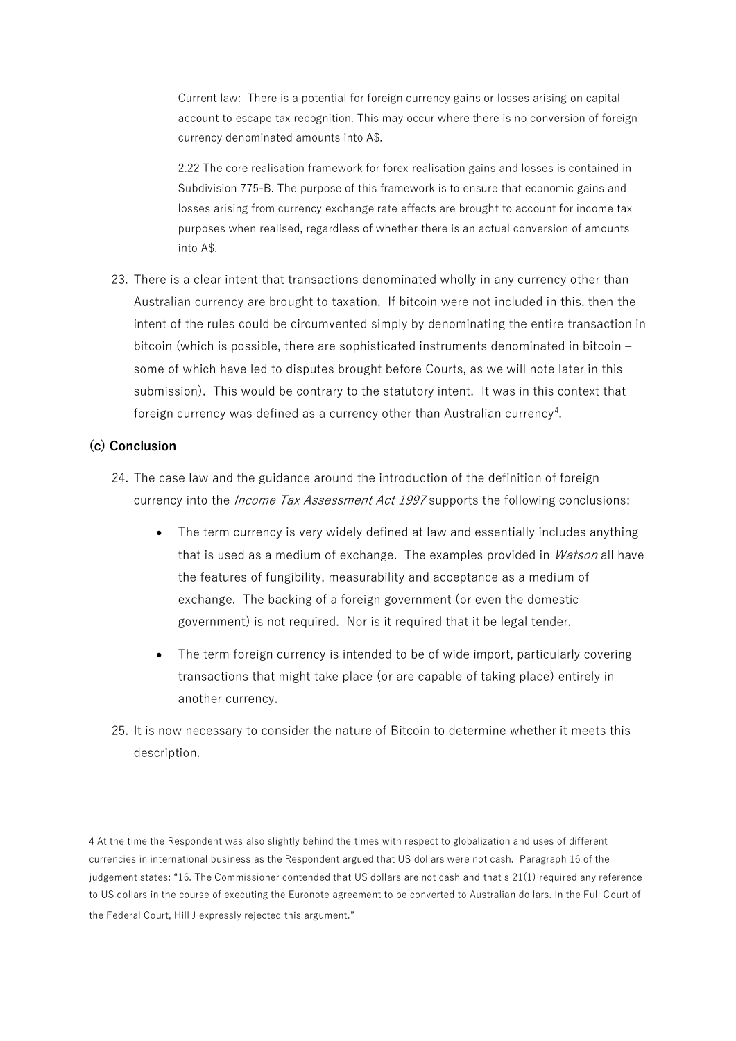> Current law: There is a potential for foreign currency gains or losses arising on capital account to escape tax recognition. This may occur where there is no conversion of foreign currency denominated amounts into A$.
>
> 2.22 The core realisation framework for forex realisation gains and losses is contained in Subdivision 775-B. The purpose of this framework is to ensure that economic gains and losses arising from currency exchange rate effects are brought to account for income tax purposes when realised, regardless of whether there is an actual conversion of amounts into A$.

23. There is a clear intent that transactions denominated wholly in any currency other than Australian currency are brought to taxation. If bitcoin were not included in this, then the intent of the rules could be circumvented simply by denominating the entire transaction in bitcoin (which is possible, there are sophisticated instruments denominated in bitcoin – some of which have led to disputes brought before Courts, as we will note later in this submission). This would be contrary to the statutory intent. It was in this context that foreign currency was defined as a currency other than Australian currency[4].

### (c) Conclusion

24. The case law and the guidance around the introduction of the definition of foreign currency into the *Income Tax Assessment Act 1997* supports the following conclusions:

    - The term currency is very widely defined at law and essentially includes anything that is used as a medium of exchange. The examples provided in *Watson* all have the features of fungibility, measurability and acceptance as a medium of exchange. The backing of a foreign government (or even the domestic government) is not required. Nor is it required that it be legal tender.

    - The term foreign currency is intended to be of wide import, particularly covering transactions that might take place (or are capable of taking place) entirely in another currency.

25. It is now necessary to consider the nature of Bitcoin to determine whether it meets this description.

---

4 At the time the Respondent was also slightly behind the times with respect to globalization and uses of different currencies in international business as the Respondent argued that US dollars were not cash. Paragraph 16 of the judgement states: "16. The Commissioner contended that US dollars are not cash and that s 21(1) required any reference to US dollars in the course of executing the Euronote agreement to be converted to Australian dollars. In the Full Court of the Federal Court, Hill J expressly rejected this argument."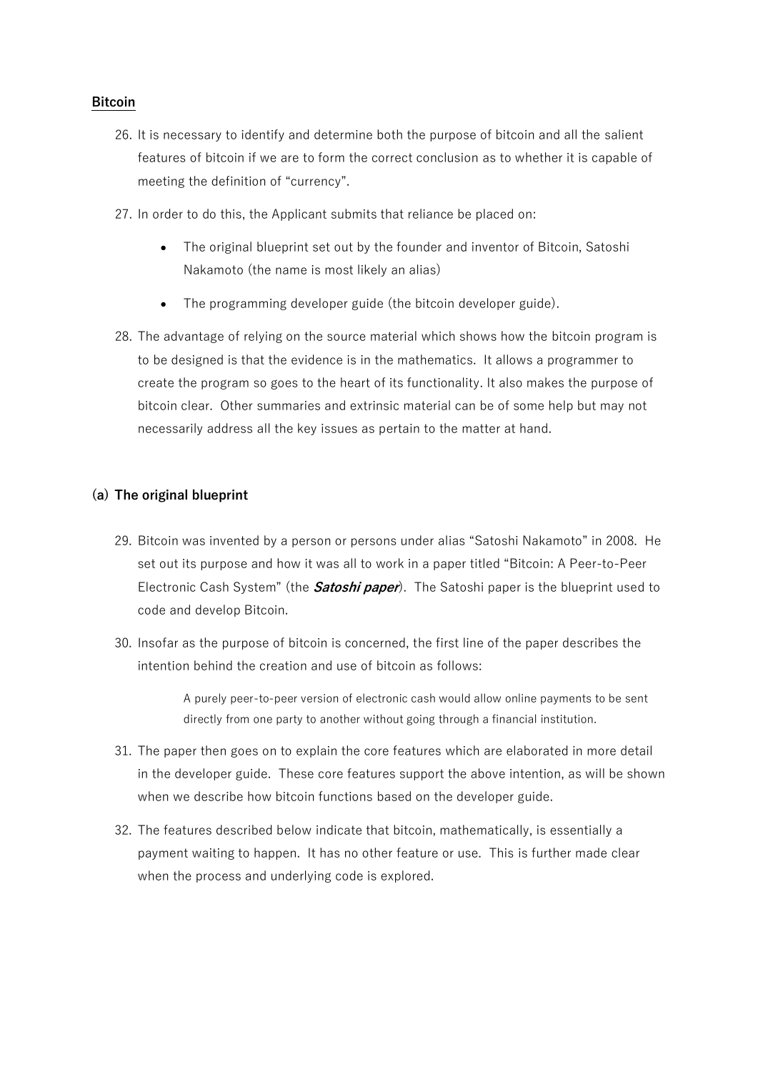## Bitcoin

26. It is necessary to identify and determine both the purpose of bitcoin and all the salient features of bitcoin if we are to form the correct conclusion as to whether it is capable of meeting the definition of "currency".

27. In order to do this, the Applicant submits that reliance be placed on:

    - The original blueprint set out by the founder and inventor of Bitcoin, Satoshi Nakamoto (the name is most likely an alias)
    - The programming developer guide (the bitcoin developer guide).

28. The advantage of relying on the source material which shows how the bitcoin program is to be designed is that the evidence is in the mathematics. It allows a programmer to create the program so goes to the heart of its functionality. It also makes the purpose of bitcoin clear. Other summaries and extrinsic material can be of some help but may not necessarily address all the key issues as pertain to the matter at hand.

### (a) The original blueprint

29. Bitcoin was invented by a person or persons under alias "Satoshi Nakamoto" in 2008. He set out its purpose and how it was all to work in a paper titled "Bitcoin: A Peer-to-Peer Electronic Cash System" (the ***Satoshi paper***). The Satoshi paper is the blueprint used to code and develop Bitcoin.

30. Insofar as the purpose of bitcoin is concerned, the first line of the paper describes the intention behind the creation and use of bitcoin as follows:

    > A purely peer-to-peer version of electronic cash would allow online payments to be sent directly from one party to another without going through a financial institution.

31. The paper then goes on to explain the core features which are elaborated in more detail in the developer guide. These core features support the above intention, as will be shown when we describe how bitcoin functions based on the developer guide.

32. The features described below indicate that bitcoin, mathematically, is essentially a payment waiting to happen. It has no other feature or use. This is further made clear when the process and underlying code is explored.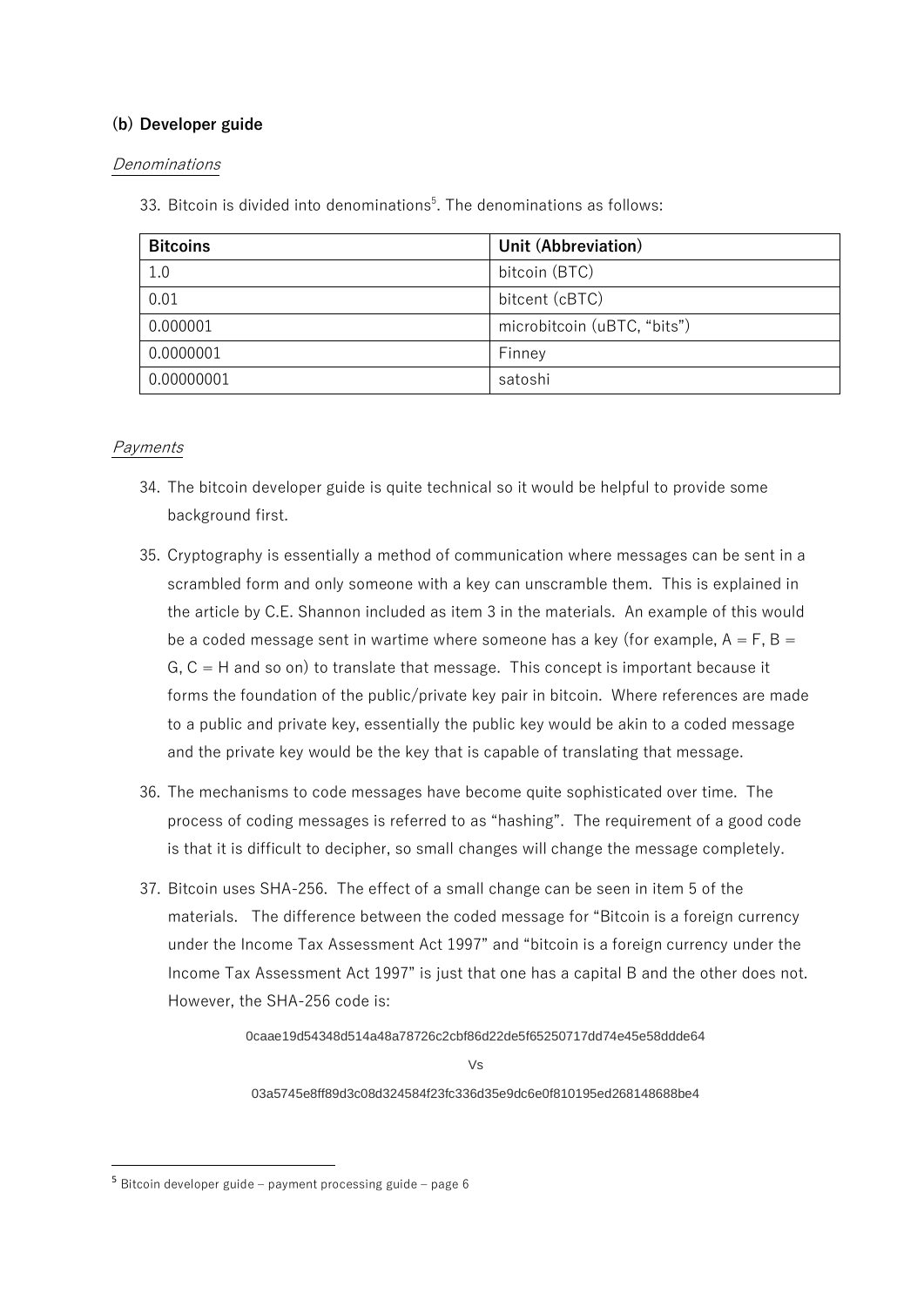### (b) Developer guide

*Denominations*

33. Bitcoin is divided into denominations[5]. The denominations as follows:

| Bitcoins | Unit (Abbreviation) |
| --- | --- |
| 1.0 | bitcoin (BTC) |
| 0.01 | bitcent (cBTC) |
| 0.000001 | microbitcoin (uBTC, "bits") |
| 0.0000001 | Finney |
| 0.00000001 | satoshi |

*Payments*

34. The bitcoin developer guide is quite technical so it would be helpful to provide some background first.

35. Cryptography is essentially a method of communication where messages can be sent in a scrambled form and only someone with a key can unscramble them. This is explained in the article by C.E. Shannon included as item 3 in the materials. An example of this would be a coded message sent in wartime where someone has a key (for example, A = F, B = G, C = H and so on) to translate that message. This concept is important because it forms the foundation of the public/private key pair in bitcoin. Where references are made to a public and private key, essentially the public key would be akin to a coded message and the private key would be the key that is capable of translating that message.

36. The mechanisms to code messages have become quite sophisticated over time. The process of coding messages is referred to as "hashing". The requirement of a good code is that it is difficult to decipher, so small changes will change the message completely.

37. Bitcoin uses SHA-256. The effect of a small change can be seen in item 5 of the materials. The difference between the coded message for "Bitcoin is a foreign currency under the Income Tax Assessment Act 1997" and "bitcoin is a foreign currency under the Income Tax Assessment Act 1997" is just that one has a capital B and the other does not. However, the SHA-256 code is:

0caae19d54348d514a48a78726c2cbf86d22de5f65250717dd74e45e58ddde64

Vs

03a5745e8ff89d3c08d324584f23fc336d35e9dc6e0f810195ed268148688be4

---

[5] Bitcoin developer guide – payment processing guide – page 6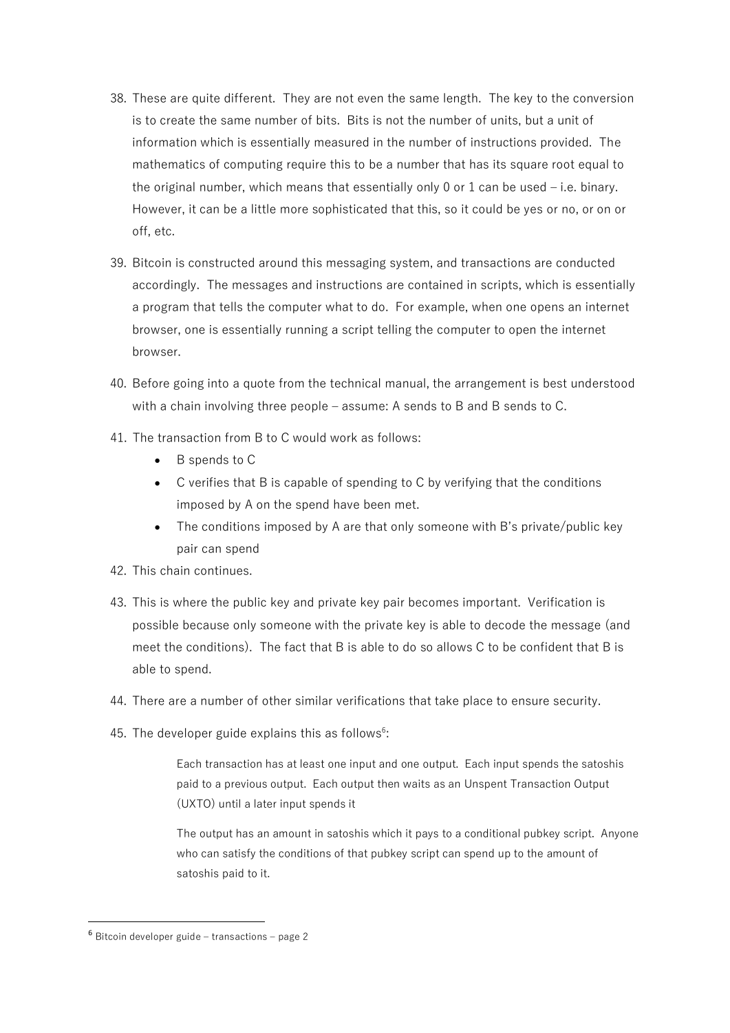38. These are quite different. They are not even the same length. The key to the conversion is to create the same number of bits. Bits is not the number of units, but a unit of information which is essentially measured in the number of instructions provided. The mathematics of computing require this to be a number that has its square root equal to the original number, which means that essentially only 0 or 1 can be used – i.e. binary. However, it can be a little more sophisticated that this, so it could be yes or no, or on or off, etc.

39. Bitcoin is constructed around this messaging system, and transactions are conducted accordingly. The messages and instructions are contained in scripts, which is essentially a program that tells the computer what to do. For example, when one opens an internet browser, one is essentially running a script telling the computer to open the internet browser.

40. Before going into a quote from the technical manual, the arrangement is best understood with a chain involving three people – assume: A sends to B and B sends to C.

41. The transaction from B to C would work as follows:
    - B spends to C
    - C verifies that B is capable of spending to C by verifying that the conditions imposed by A on the spend have been met.
    - The conditions imposed by A are that only someone with B's private/public key pair can spend

42. This chain continues.

43. This is where the public key and private key pair becomes important. Verification is possible because only someone with the private key is able to decode the message (and meet the conditions). The fact that B is able to do so allows C to be confident that B is able to spend.

44. There are a number of other similar verifications that take place to ensure security.

45. The developer guide explains this as follows[6]:

> Each transaction has at least one input and one output. Each input spends the satoshis paid to a previous output. Each output then waits as an Unspent Transaction Output (UXTO) until a later input spends it
>
> The output has an amount in satoshis which it pays to a conditional pubkey script. Anyone who can satisfy the conditions of that pubkey script can spend up to the amount of satoshis paid to it.

---

[6] Bitcoin developer guide – transactions – page 2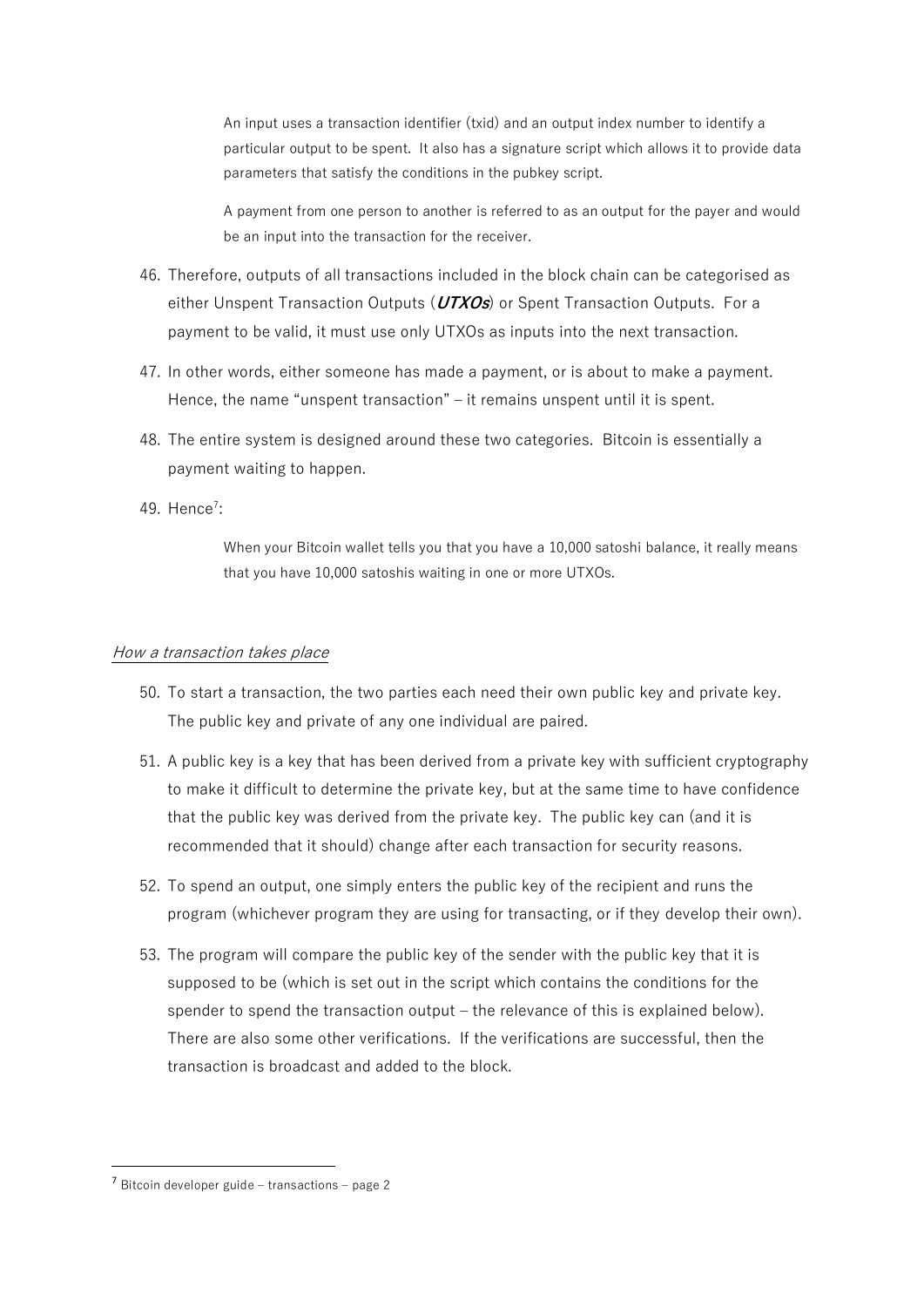> An input uses a transaction identifier (txid) and an output index number to identify a particular output to be spent. It also has a signature script which allows it to provide data parameters that satisfy the conditions in the pubkey script.
>
> A payment from one person to another is referred to as an output for the payer and would be an input into the transaction for the receiver.

46. Therefore, outputs of all transactions included in the block chain can be categorised as either Unspent Transaction Outputs (***UTXOs***) or Spent Transaction Outputs. For a payment to be valid, it must use only UTXOs as inputs into the next transaction.

47. In other words, either someone has made a payment, or is about to make a payment. Hence, the name "unspent transaction" – it remains unspent until it is spent.

48. The entire system is designed around these two categories. Bitcoin is essentially a payment waiting to happen.

49. Hence[7]:

> When your Bitcoin wallet tells you that you have a 10,000 satoshi balance, it really means that you have 10,000 satoshis waiting in one or more UTXOs.

*How a transaction takes place*

50. To start a transaction, the two parties each need their own public key and private key. The public key and private of any one individual are paired.

51. A public key is a key that has been derived from a private key with sufficient cryptography to make it difficult to determine the private key, but at the same time to have confidence that the public key was derived from the private key. The public key can (and it is recommended that it should) change after each transaction for security reasons.

52. To spend an output, one simply enters the public key of the recipient and runs the program (whichever program they are using for transacting, or if they develop their own).

53. The program will compare the public key of the sender with the public key that it is supposed to be (which is set out in the script which contains the conditions for the spender to spend the transaction output – the relevance of this is explained below). There are also some other verifications. If the verifications are successful, then the transaction is broadcast and added to the block.

---

[7] Bitcoin developer guide – transactions – page 2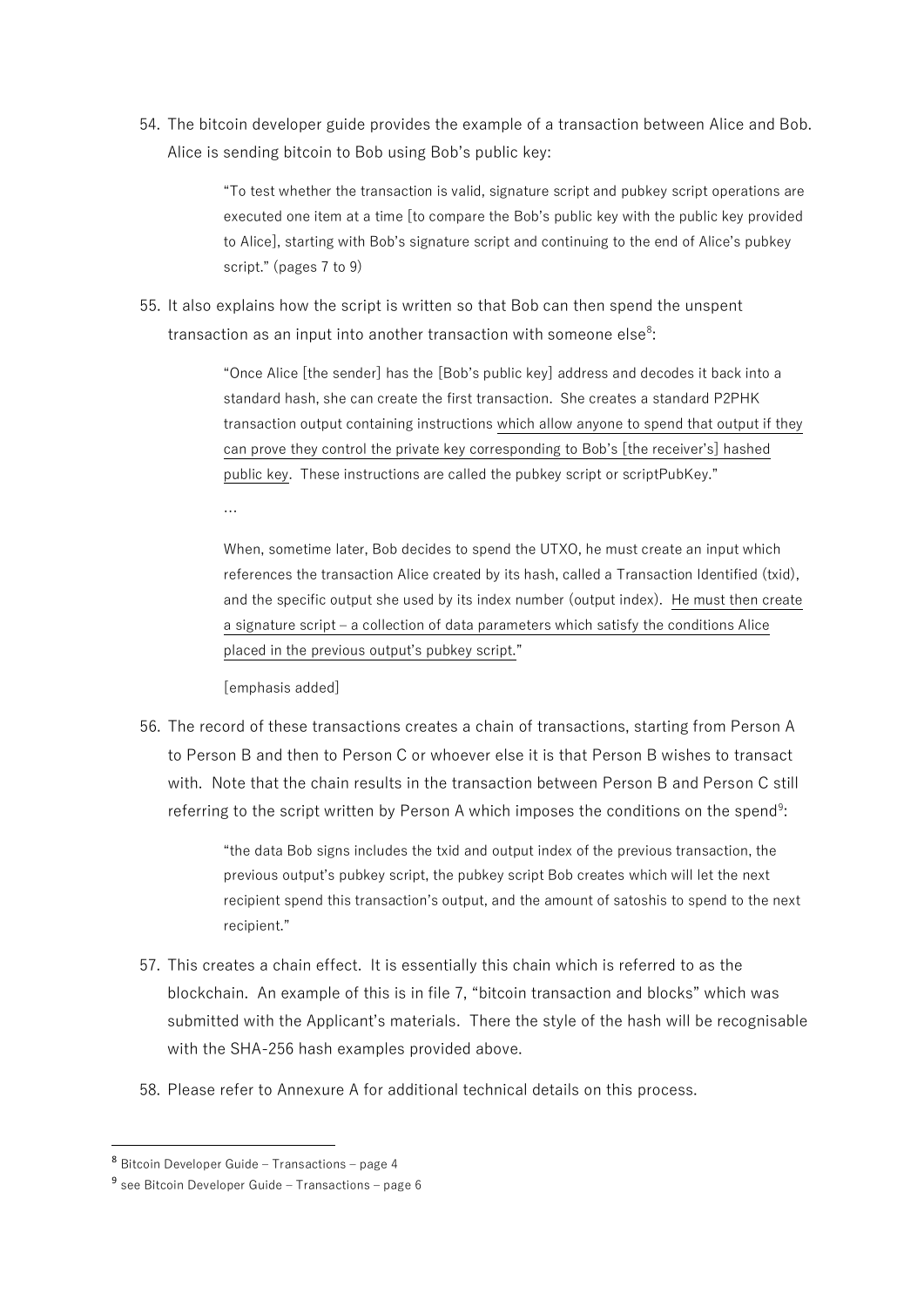54. The bitcoin developer guide provides the example of a transaction between Alice and Bob. Alice is sending bitcoin to Bob using Bob's public key:

    > "To test whether the transaction is valid, signature script and pubkey script operations are executed one item at a time [to compare the Bob's public key with the public key provided to Alice], starting with Bob's signature script and continuing to the end of Alice's pubkey script." (pages 7 to 9)

55. It also explains how the script is written so that Bob can then spend the unspent transaction as an input into another transaction with someone else[8]:

    > "Once Alice [the sender] has the [Bob's public key] address and decodes it back into a standard hash, she can create the first transaction. She creates a standard P2PHK transaction output containing instructions <u>which allow anyone to spend that output if they can prove they control the private key corresponding to Bob's [the receiver's] hashed public key</u>. These instructions are called the pubkey script or scriptPubKey."
    >
    > …
    >
    > When, sometime later, Bob decides to spend the UTXO, he must create an input which references the transaction Alice created by its hash, called a Transaction Identified (txid), and the specific output she used by its index number (output index). <u>He must then create a signature script – a collection of data parameters which satisfy the conditions Alice placed in the previous output's pubkey script.</u>"
    >
    > [emphasis added]

56. The record of these transactions creates a chain of transactions, starting from Person A to Person B and then to Person C or whoever else it is that Person B wishes to transact with. Note that the chain results in the transaction between Person B and Person C still referring to the script written by Person A which imposes the conditions on the spend[9]:

    > "the data Bob signs includes the txid and output index of the previous transaction, the previous output's pubkey script, the pubkey script Bob creates which will let the next recipient spend this transaction's output, and the amount of satoshis to spend to the next recipient."

57. This creates a chain effect. It is essentially this chain which is referred to as the blockchain. An example of this is in file 7, "bitcoin transaction and blocks" which was submitted with the Applicant's materials. There the style of the hash will be recognisable with the SHA-256 hash examples provided above.

58. Please refer to Annexure A for additional technical details on this process.

---

[8] Bitcoin Developer Guide – Transactions – page 4

[9] see Bitcoin Developer Guide – Transactions – page 6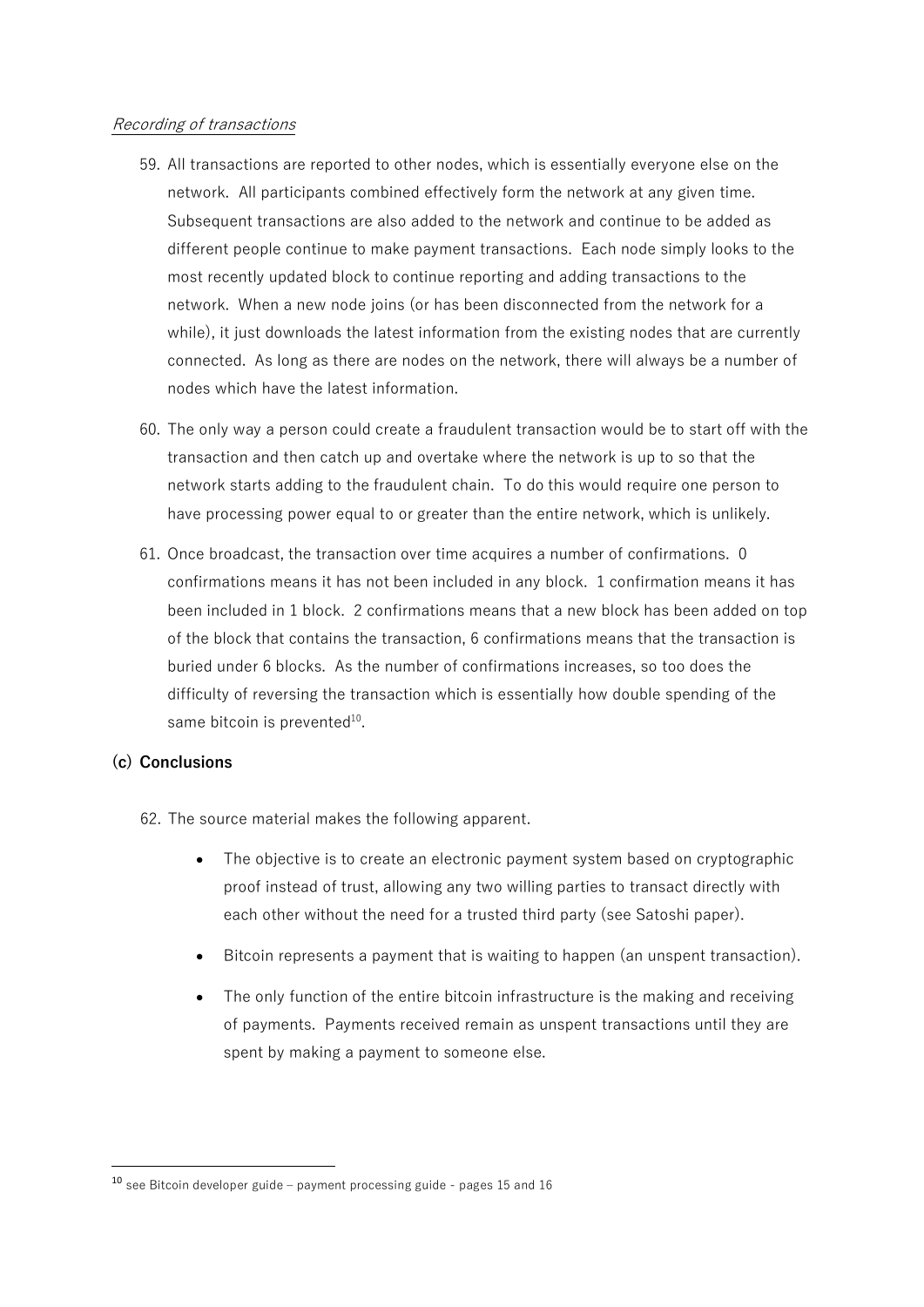*Recording of transactions*

59. All transactions are reported to other nodes, which is essentially everyone else on the network. All participants combined effectively form the network at any given time. Subsequent transactions are also added to the network and continue to be added as different people continue to make payment transactions. Each node simply looks to the most recently updated block to continue reporting and adding transactions to the network. When a new node joins (or has been disconnected from the network for a while), it just downloads the latest information from the existing nodes that are currently connected. As long as there are nodes on the network, there will always be a number of nodes which have the latest information.

60. The only way a person could create a fraudulent transaction would be to start off with the transaction and then catch up and overtake where the network is up to so that the network starts adding to the fraudulent chain. To do this would require one person to have processing power equal to or greater than the entire network, which is unlikely.

61. Once broadcast, the transaction over time acquires a number of confirmations. 0 confirmations means it has not been included in any block. 1 confirmation means it has been included in 1 block. 2 confirmations means that a new block has been added on top of the block that contains the transaction, 6 confirmations means that the transaction is buried under 6 blocks. As the number of confirmations increases, so too does the difficulty of reversing the transaction which is essentially how double spending of the same bitcoin is prevented[10].

**(c) Conclusions**

62. The source material makes the following apparent.

    - The objective is to create an electronic payment system based on cryptographic proof instead of trust, allowing any two willing parties to transact directly with each other without the need for a trusted third party (see Satoshi paper).
    - Bitcoin represents a payment that is waiting to happen (an unspent transaction).
    - The only function of the entire bitcoin infrastructure is the making and receiving of payments. Payments received remain as unspent transactions until they are spent by making a payment to someone else.

---

[10] see Bitcoin developer guide – payment processing guide - pages 15 and 16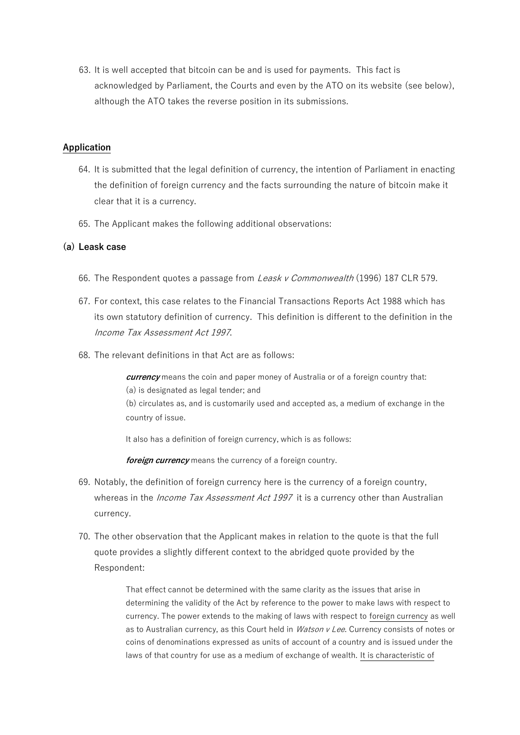63. It is well accepted that bitcoin can be and is used for payments. This fact is acknowledged by Parliament, the Courts and even by the ATO on its website (see below), although the ATO takes the reverse position in its submissions.

## Application

64. It is submitted that the legal definition of currency, the intention of Parliament in enacting the definition of foreign currency and the facts surrounding the nature of bitcoin make it clear that it is a currency.

65. The Applicant makes the following additional observations:

### (a) Leask case

66. The Respondent quotes a passage from *Leask v Commonwealth* (1996) 187 CLR 579.

67. For context, this case relates to the Financial Transactions Reports Act 1988 which has its own statutory definition of currency. This definition is different to the definition in the *Income Tax Assessment Act 1997*.

68. The relevant definitions in that Act are as follows:

> ***currency*** means the coin and paper money of Australia or of a foreign country that:
> (a) is designated as legal tender; and
> (b) circulates as, and is customarily used and accepted as, a medium of exchange in the country of issue.
>
> It also has a definition of foreign currency, which is as follows:
>
> ***foreign currency*** means the currency of a foreign country.

69. Notably, the definition of foreign currency here is the currency of a foreign country, whereas in the *Income Tax Assessment Act 1997* it is a currency other than Australian currency.

70. The other observation that the Applicant makes in relation to the quote is that the full quote provides a slightly different context to the abridged quote provided by the Respondent:

> That effect cannot be determined with the same clarity as the issues that arise in determining the validity of the Act by reference to the power to make laws with respect to currency. The power extends to the making of laws with respect to <u>foreign currency</u> as well as to Australian currency, as this Court held in *Watson v Lee*. Currency consists of notes or coins of denominations expressed as units of account of a country and is issued under the laws of that country for use as a medium of exchange of wealth. <u>It is characteristic of</u>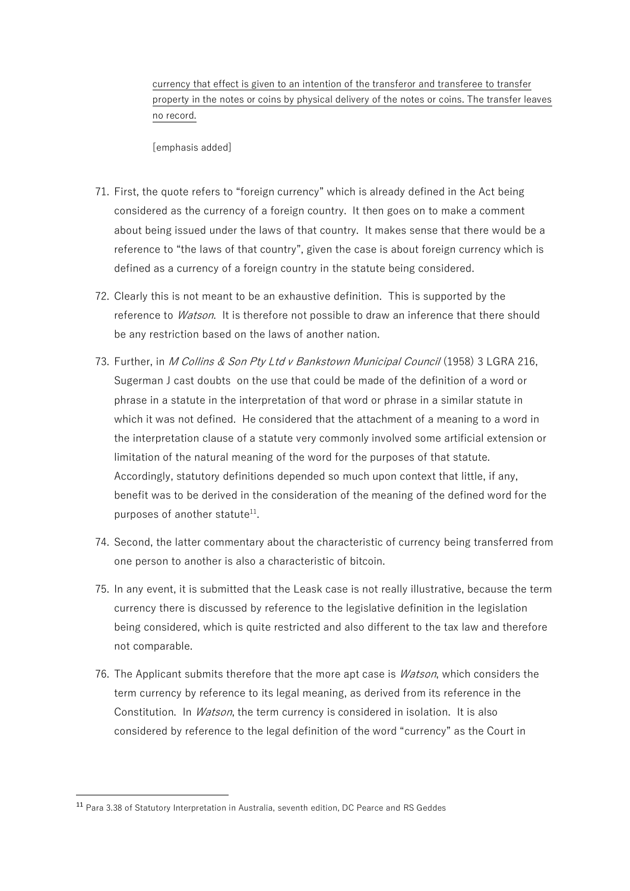> <u>currency that effect is given to an intention of the transferor and transferee to transfer property in the notes or coins by physical delivery of the notes or coins. The transfer leaves no record.</u>
>
> [emphasis added]

71. First, the quote refers to "foreign currency" which is already defined in the Act being considered as the currency of a foreign country. It then goes on to make a comment about being issued under the laws of that country. It makes sense that there would be a reference to "the laws of that country", given the case is about foreign currency which is defined as a currency of a foreign country in the statute being considered.

72. Clearly this is not meant to be an exhaustive definition. This is supported by the reference to *Watson*. It is therefore not possible to draw an inference that there should be any restriction based on the laws of another nation.

73. Further, in *M Collins & Son Pty Ltd v Bankstown Municipal Council* (1958) 3 LGRA 216, Sugerman J cast doubts on the use that could be made of the definition of a word or phrase in a statute in the interpretation of that word or phrase in a similar statute in which it was not defined. He considered that the attachment of a meaning to a word in the interpretation clause of a statute very commonly involved some artificial extension or limitation of the natural meaning of the word for the purposes of that statute. Accordingly, statutory definitions depended so much upon context that little, if any, benefit was to be derived in the consideration of the meaning of the defined word for the purposes of another statute[11].

74. Second, the latter commentary about the characteristic of currency being transferred from one person to another is also a characteristic of bitcoin.

75. In any event, it is submitted that the Leask case is not really illustrative, because the term currency there is discussed by reference to the legislative definition in the legislation being considered, which is quite restricted and also different to the tax law and therefore not comparable.

76. The Applicant submits therefore that the more apt case is *Watson*, which considers the term currency by reference to its legal meaning, as derived from its reference in the Constitution. In *Watson*, the term currency is considered in isolation. It is also considered by reference to the legal definition of the word "currency" as the Court in

---

[11] Para 3.38 of Statutory Interpretation in Australia, seventh edition, DC Pearce and RS Geddes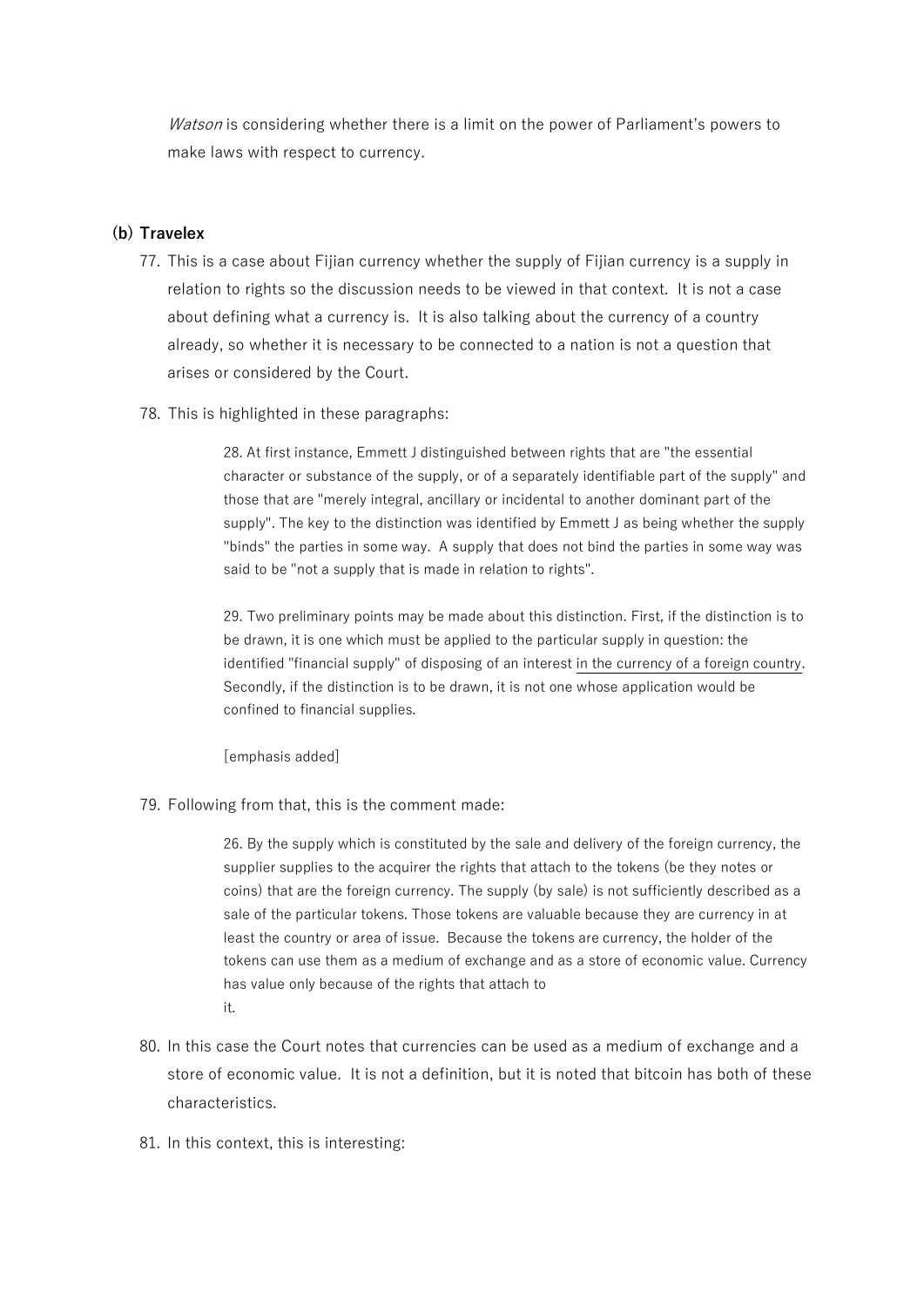*Watson* is considering whether there is a limit on the power of Parliament's powers to make laws with respect to currency.

### (b) Travelex

77. This is a case about Fijian currency whether the supply of Fijian currency is a supply in relation to rights so the discussion needs to be viewed in that context. It is not a case about defining what a currency is. It is also talking about the currency of a country already, so whether it is necessary to be connected to a nation is not a question that arises or considered by the Court.

78. This is highlighted in these paragraphs:

> 28. At first instance, Emmett J distinguished between rights that are "the essential character or substance of the supply, or of a separately identifiable part of the supply" and those that are "merely integral, ancillary or incidental to another dominant part of the supply". The key to the distinction was identified by Emmett J as being whether the supply "binds" the parties in some way. A supply that does not bind the parties in some way was said to be "not a supply that is made in relation to rights".
>
> 29. Two preliminary points may be made about this distinction. First, if the distinction is to be drawn, it is one which must be applied to the particular supply in question: the identified "financial supply" of disposing of an interest <u>in the currency of a foreign country</u>. Secondly, if the distinction is to be drawn, it is not one whose application would be confined to financial supplies.
>
> [emphasis added]

79. Following from that, this is the comment made:

> 26. By the supply which is constituted by the sale and delivery of the foreign currency, the supplier supplies to the acquirer the rights that attach to the tokens (be they notes or coins) that are the foreign currency. The supply (by sale) is not sufficiently described as a sale of the particular tokens. Those tokens are valuable because they are currency in at least the country or area of issue. Because the tokens are currency, the holder of the tokens can use them as a medium of exchange and as a store of economic value. Currency has value only because of the rights that attach to it.

80. In this case the Court notes that currencies can be used as a medium of exchange and a store of economic value. It is not a definition, but it is noted that bitcoin has both of these characteristics.

81. In this context, this is interesting: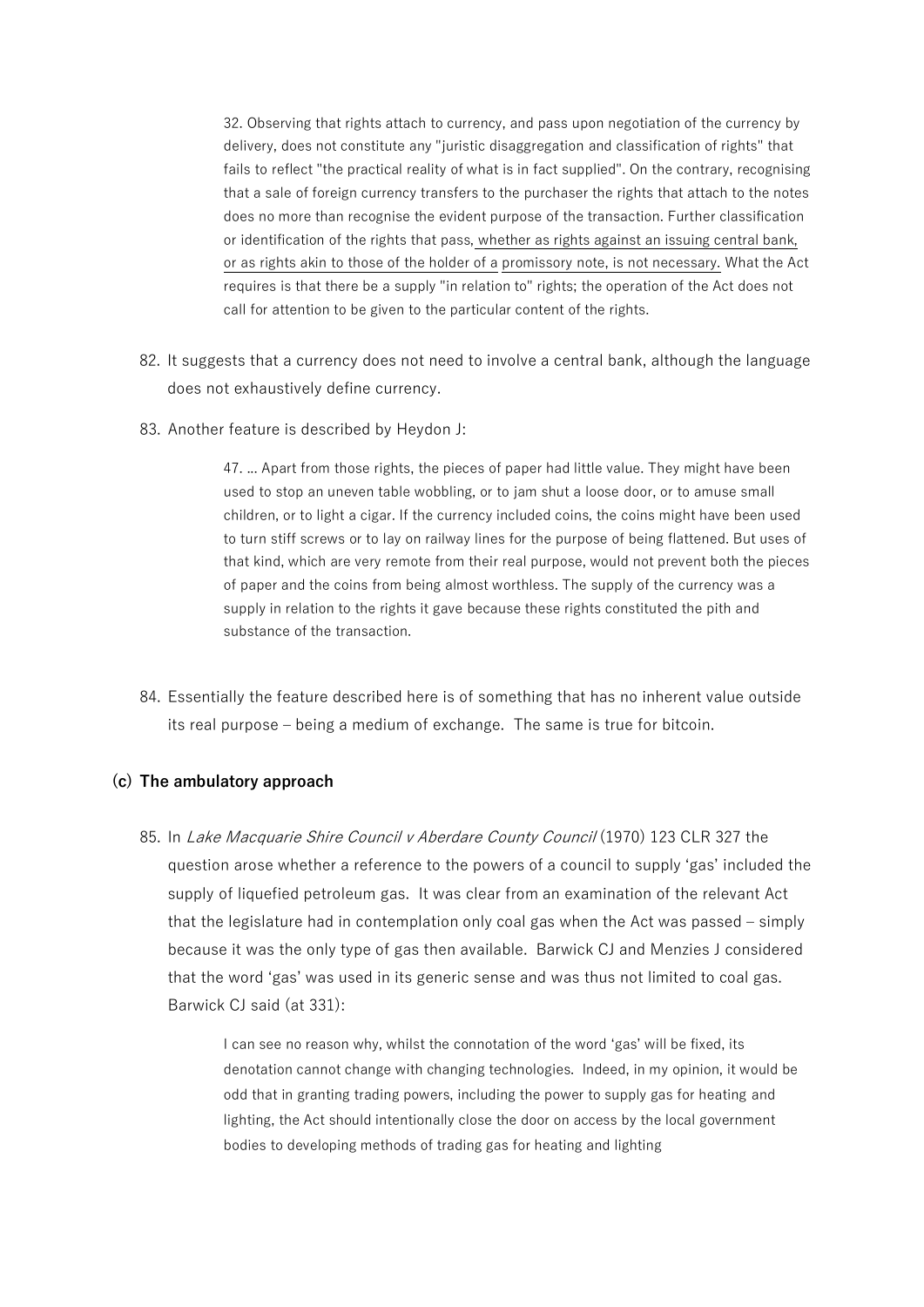> 32. Observing that rights attach to currency, and pass upon negotiation of the currency by delivery, does not constitute any "juristic disaggregation and classification of rights" that fails to reflect "the practical reality of what is in fact supplied". On the contrary, recognising that a sale of foreign currency transfers to the purchaser the rights that attach to the notes does no more than recognise the evident purpose of the transaction. Further classification or identification of the rights that pass, <u>whether as rights against an issuing central bank, or as rights akin to those of the holder of a promissory note, is not necessary.</u> What the Act requires is that there be a supply "in relation to" rights; the operation of the Act does not call for attention to be given to the particular content of the rights.

82. It suggests that a currency does not need to involve a central bank, although the language does not exhaustively define currency.

83. Another feature is described by Heydon J:

> 47. … Apart from those rights, the pieces of paper had little value. They might have been used to stop an uneven table wobbling, or to jam shut a loose door, or to amuse small children, or to light a cigar. If the currency included coins, the coins might have been used to turn stiff screws or to lay on railway lines for the purpose of being flattened. But uses of that kind, which are very remote from their real purpose, would not prevent both the pieces of paper and the coins from being almost worthless. The supply of the currency was a supply in relation to the rights it gave because these rights constituted the pith and substance of the transaction.

84. Essentially the feature described here is of something that has no inherent value outside its real purpose – being a medium of exchange. The same is true for bitcoin.

### (c) The ambulatory approach

85. In *Lake Macquarie Shire Council v Aberdare County Council* (1970) 123 CLR 327 the question arose whether a reference to the powers of a council to supply 'gas' included the supply of liquefied petroleum gas. It was clear from an examination of the relevant Act that the legislature had in contemplation only coal gas when the Act was passed – simply because it was the only type of gas then available. Barwick CJ and Menzies J considered that the word 'gas' was used in its generic sense and was thus not limited to coal gas. Barwick CJ said (at 331):

> I can see no reason why, whilst the connotation of the word 'gas' will be fixed, its denotation cannot change with changing technologies. Indeed, in my opinion, it would be odd that in granting trading powers, including the power to supply gas for heating and lighting, the Act should intentionally close the door on access by the local government bodies to developing methods of trading gas for heating and lighting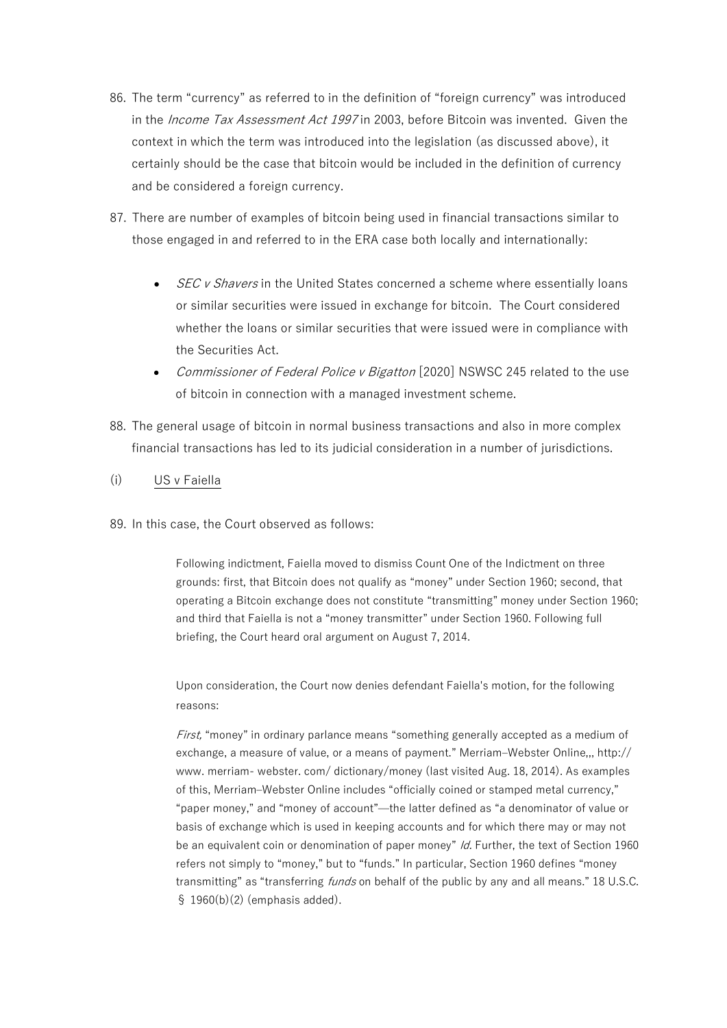86. The term "currency" as referred to in the definition of "foreign currency" was introduced in the *Income Tax Assessment Act 1997* in 2003, before Bitcoin was invented. Given the context in which the term was introduced into the legislation (as discussed above), it certainly should be the case that bitcoin would be included in the definition of currency and be considered a foreign currency.

87. There are number of examples of bitcoin being used in financial transactions similar to those engaged in and referred to in the ERA case both locally and internationally:

   - *SEC v Shavers* in the United States concerned a scheme where essentially loans or similar securities were issued in exchange for bitcoin. The Court considered whether the loans or similar securities that were issued were in compliance with the Securities Act.
   - *Commissioner of Federal Police v Bigatton* [2020] NSWSC 245 related to the use of bitcoin in connection with a managed investment scheme.

88. The general usage of bitcoin in normal business transactions and also in more complex financial transactions has led to its judicial consideration in a number of jurisdictions.

(i) US v Faiella

89. In this case, the Court observed as follows:

> Following indictment, Faiella moved to dismiss Count One of the Indictment on three grounds: first, that Bitcoin does not qualify as "money" under Section 1960; second, that operating a Bitcoin exchange does not constitute "transmitting" money under Section 1960; and third that Faiella is not a "money transmitter" under Section 1960. Following full briefing, the Court heard oral argument on August 7, 2014.
>
> Upon consideration, the Court now denies defendant Faiella's motion, for the following reasons:
>
> *First,* "money" in ordinary parlance means "something generally accepted as a medium of exchange, a measure of value, or a means of payment." Merriam–Webster Online,,, http:// www. merriam- webster. com/ dictionary/money (last visited Aug. 18, 2014). As examples of this, Merriam–Webster Online includes "officially coined or stamped metal currency," "paper money," and "money of account"—the latter defined as "a denominator of value or basis of exchange which is used in keeping accounts and for which there may or may not be an equivalent coin or denomination of paper money" *Id.* Further, the text of Section 1960 refers not simply to "money," but to "funds." In particular, Section 1960 defines "money transmitting" as "transferring *funds* on behalf of the public by any and all means." 18 U.S.C. § 1960(b)(2) (emphasis added).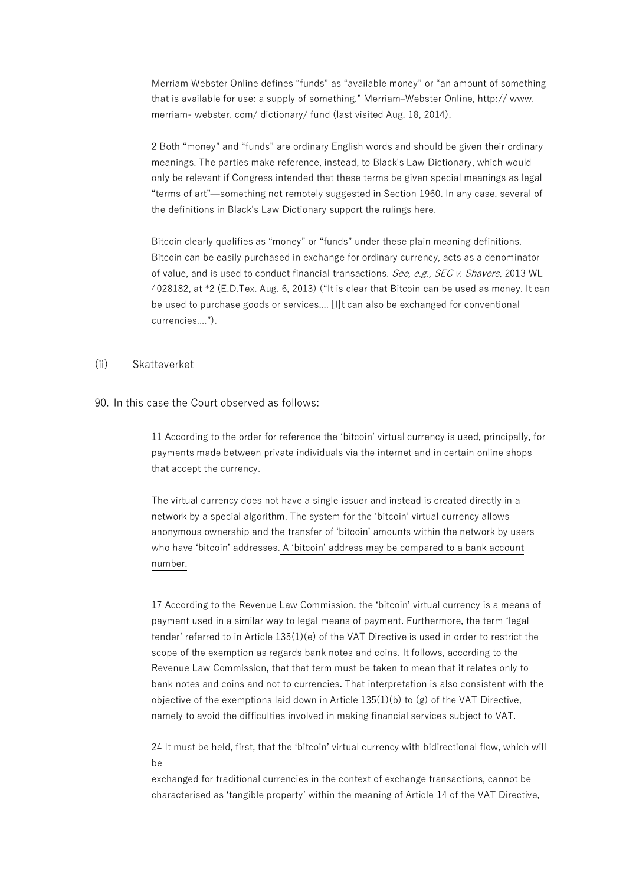Merriam Webster Online defines "funds" as "available money" or "an amount of something that is available for use: a supply of something." Merriam–Webster Online, http:// www. merriam- webster. com/ dictionary/ fund (last visited Aug. 18, 2014).

2 Both "money" and "funds" are ordinary English words and should be given their ordinary meanings. The parties make reference, instead, to Black's Law Dictionary, which would only be relevant if Congress intended that these terms be given special meanings as legal "terms of art"—something not remotely suggested in Section 1960. In any case, several of the definitions in Black's Law Dictionary support the rulings here.

Bitcoin clearly qualifies as "money" or "funds" under these plain meaning definitions. Bitcoin can be easily purchased in exchange for ordinary currency, acts as a denominator of value, and is used to conduct financial transactions. *See, e.g., SEC v. Shavers,* 2013 WL 4028182, at *2 (E.D.Tex. Aug. 6, 2013) ("It is clear that Bitcoin can be used as money. It can be used to purchase goods or services.... [I]t can also be exchanged for conventional currencies....").

(ii) Skatteverket

90. In this case the Court observed as follows:

11 According to the order for reference the 'bitcoin' virtual currency is used, principally, for payments made between private individuals via the internet and in certain online shops that accept the currency.

The virtual currency does not have a single issuer and instead is created directly in a network by a special algorithm. The system for the 'bitcoin' virtual currency allows anonymous ownership and the transfer of 'bitcoin' amounts within the network by users who have 'bitcoin' addresses. A 'bitcoin' address may be compared to a bank account number.

17 According to the Revenue Law Commission, the 'bitcoin' virtual currency is a means of payment used in a similar way to legal means of payment. Furthermore, the term 'legal tender' referred to in Article 135(1)(e) of the VAT Directive is used in order to restrict the scope of the exemption as regards bank notes and coins. It follows, according to the Revenue Law Commission, that that term must be taken to mean that it relates only to bank notes and coins and not to currencies. That interpretation is also consistent with the objective of the exemptions laid down in Article 135(1)(b) to (g) of the VAT Directive, namely to avoid the difficulties involved in making financial services subject to VAT.

24 It must be held, first, that the 'bitcoin' virtual currency with bidirectional flow, which will be exchanged for traditional currencies in the context of exchange transactions, cannot be characterised as 'tangible property' within the meaning of Article 14 of the VAT Directive,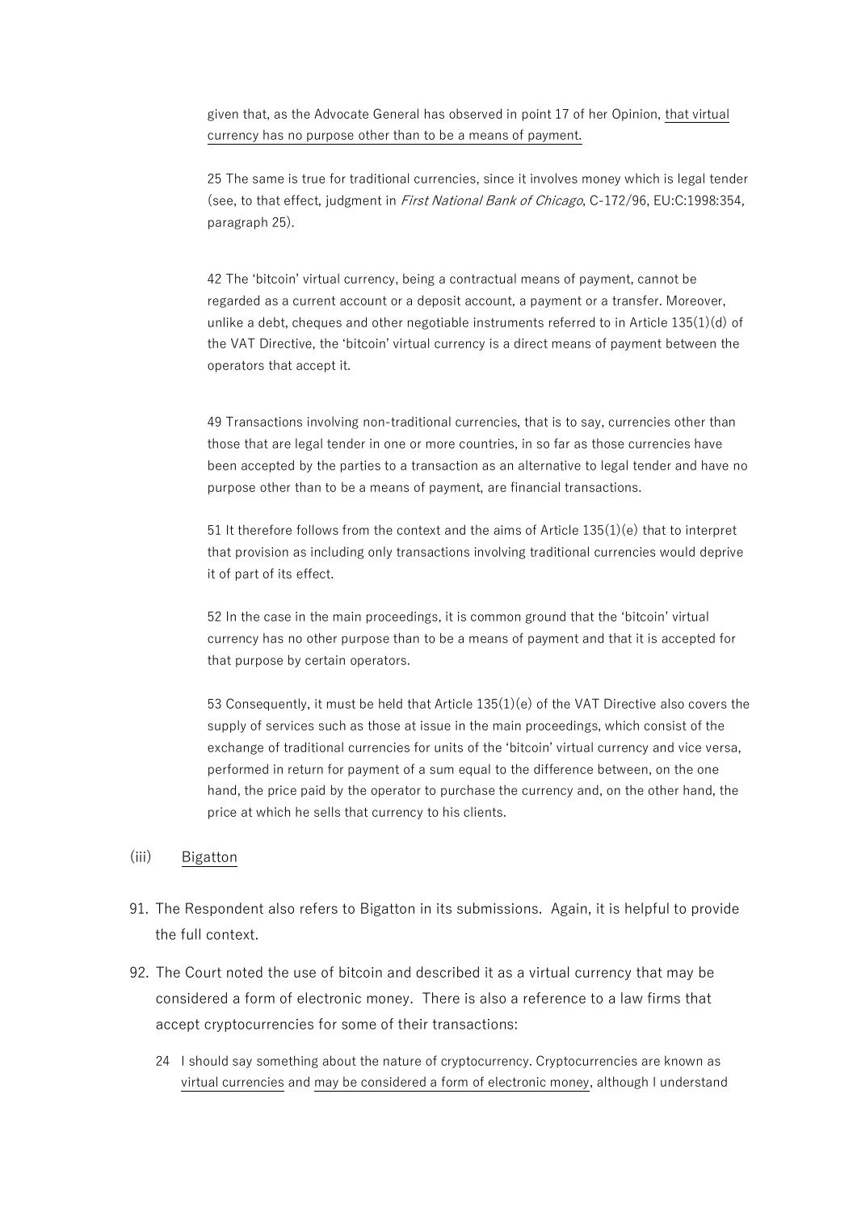given that, as the Advocate General has observed in point 17 of her Opinion, that virtual currency has no purpose other than to be a means of payment.

25 The same is true for traditional currencies, since it involves money which is legal tender (see, to that effect, judgment in *First National Bank of Chicago*, C-172/96, EU:C:1998:354, paragraph 25).

42 The 'bitcoin' virtual currency, being a contractual means of payment, cannot be regarded as a current account or a deposit account, a payment or a transfer. Moreover, unlike a debt, cheques and other negotiable instruments referred to in Article 135(1)(d) of the VAT Directive, the 'bitcoin' virtual currency is a direct means of payment between the operators that accept it.

49 Transactions involving non-traditional currencies, that is to say, currencies other than those that are legal tender in one or more countries, in so far as those currencies have been accepted by the parties to a transaction as an alternative to legal tender and have no purpose other than to be a means of payment, are financial transactions.

51 It therefore follows from the context and the aims of Article 135(1)(e) that to interpret that provision as including only transactions involving traditional currencies would deprive it of part of its effect.

52 In the case in the main proceedings, it is common ground that the 'bitcoin' virtual currency has no other purpose than to be a means of payment and that it is accepted for that purpose by certain operators.

53 Consequently, it must be held that Article 135(1)(e) of the VAT Directive also covers the supply of services such as those at issue in the main proceedings, which consist of the exchange of traditional currencies for units of the 'bitcoin' virtual currency and vice versa, performed in return for payment of a sum equal to the difference between, on the one hand, the price paid by the operator to purchase the currency and, on the other hand, the price at which he sells that currency to his clients.

(iii) Bigatton

91. The Respondent also refers to Bigatton in its submissions. Again, it is helpful to provide the full context.

92. The Court noted the use of bitcoin and described it as a virtual currency that may be considered a form of electronic money. There is also a reference to a law firms that accept cryptocurrencies for some of their transactions:

24 I should say something about the nature of cryptocurrency. Cryptocurrencies are known as virtual currencies and may be considered a form of electronic money, although I understand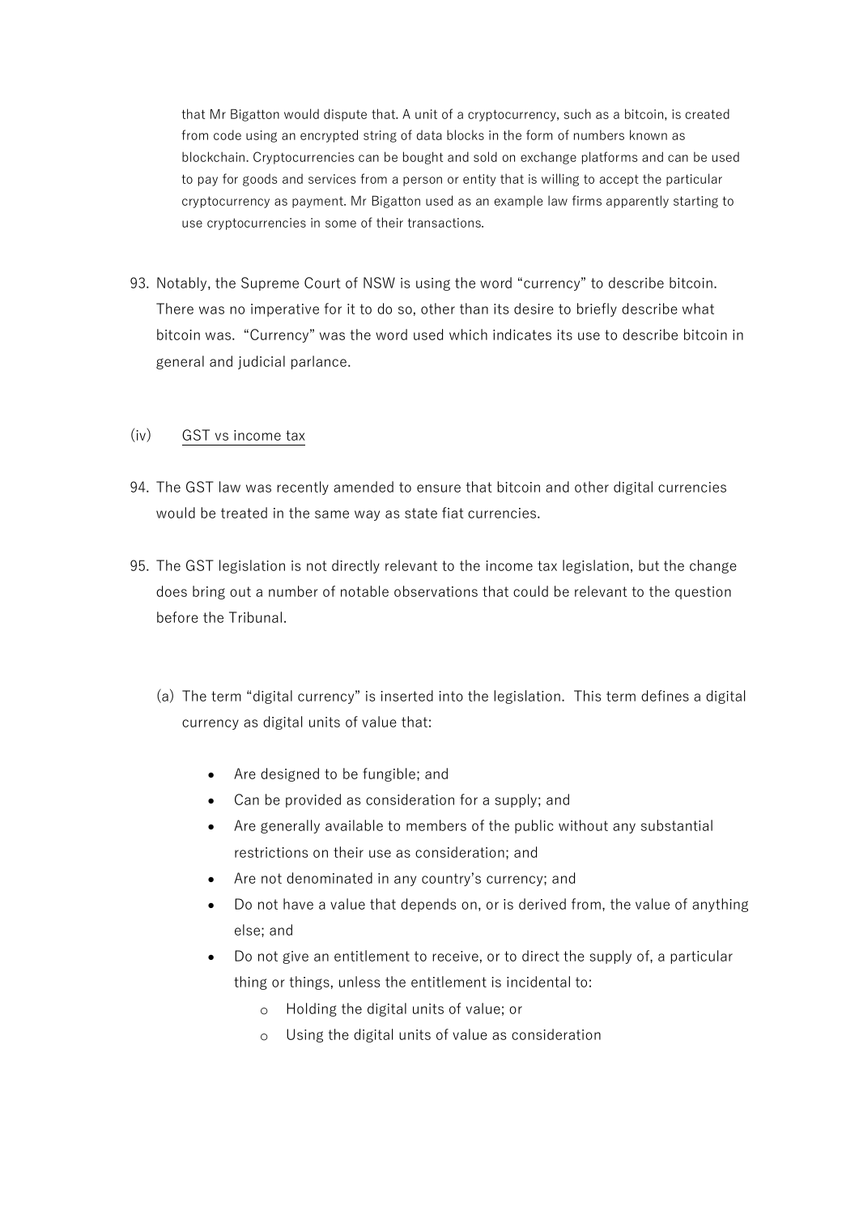> that Mr Bigatton would dispute that. A unit of a cryptocurrency, such as a bitcoin, is created from code using an encrypted string of data blocks in the form of numbers known as blockchain. Cryptocurrencies can be bought and sold on exchange platforms and can be used to pay for goods and services from a person or entity that is willing to accept the particular cryptocurrency as payment. Mr Bigatton used as an example law firms apparently starting to use cryptocurrencies in some of their transactions.

93. Notably, the Supreme Court of NSW is using the word "currency" to describe bitcoin. There was no imperative for it to do so, other than its desire to briefly describe what bitcoin was. "Currency" was the word used which indicates its use to describe bitcoin in general and judicial parlance.

(iv) GST vs income tax

94. The GST law was recently amended to ensure that bitcoin and other digital currencies would be treated in the same way as state fiat currencies.

95. The GST legislation is not directly relevant to the income tax legislation, but the change does bring out a number of notable observations that could be relevant to the question before the Tribunal.

   (a) The term "digital currency" is inserted into the legislation. This term defines a digital currency as digital units of value that:

   - Are designed to be fungible; and
   - Can be provided as consideration for a supply; and
   - Are generally available to members of the public without any substantial restrictions on their use as consideration; and
   - Are not denominated in any country's currency; and
   - Do not have a value that depends on, or is derived from, the value of anything else; and
   - Do not give an entitlement to receive, or to direct the supply of, a particular thing or things, unless the entitlement is incidental to:
     - Holding the digital units of value; or
     - Using the digital units of value as consideration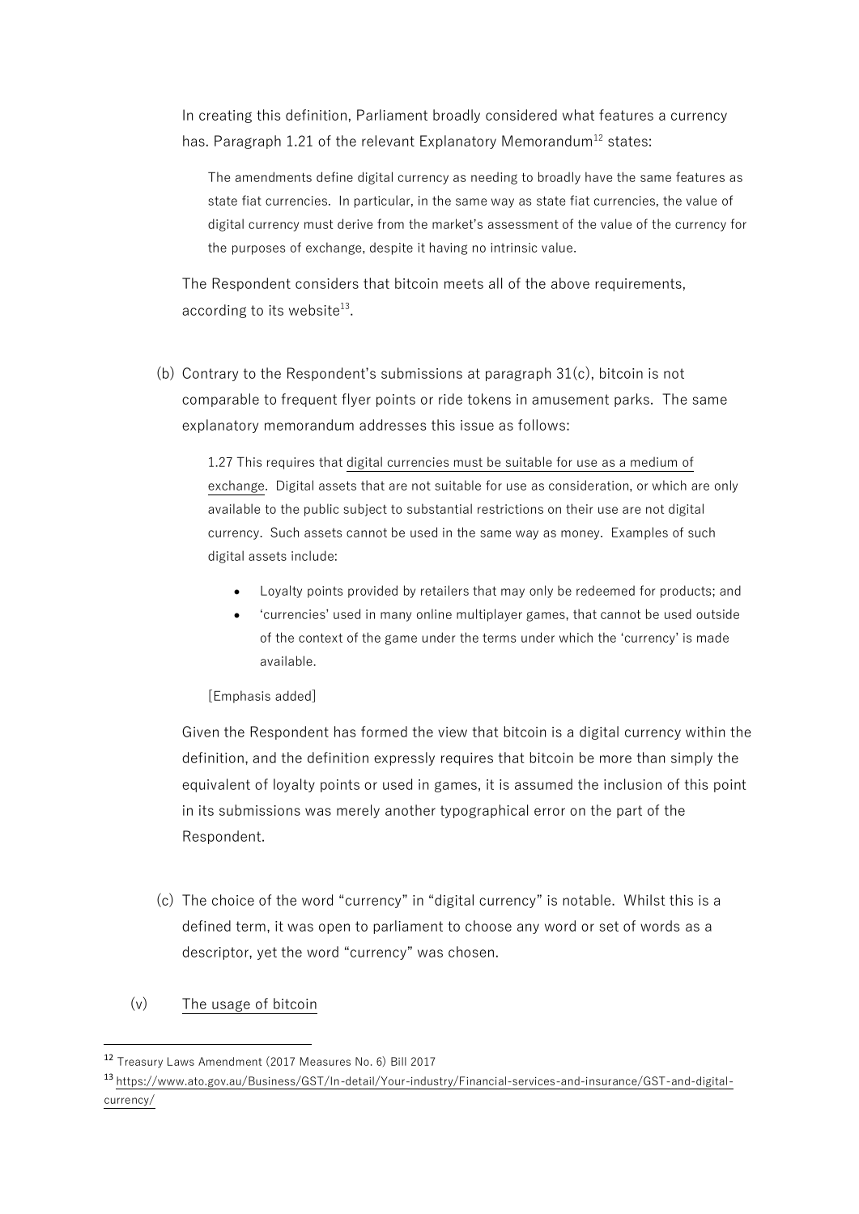In creating this definition, Parliament broadly considered what features a currency has. Paragraph 1.21 of the relevant Explanatory Memorandum[12] states:

> The amendments define digital currency as needing to broadly have the same features as state fiat currencies. In particular, in the same way as state fiat currencies, the value of digital currency must derive from the market's assessment of the value of the currency for the purposes of exchange, despite it having no intrinsic value.

The Respondent considers that bitcoin meets all of the above requirements, according to its website[13].

(b) Contrary to the Respondent's submissions at paragraph 31(c), bitcoin is not comparable to frequent flyer points or ride tokens in amusement parks. The same explanatory memorandum addresses this issue as follows:

> 1.27 This requires that <u>digital currencies must be suitable for use as a medium of exchange</u>. Digital assets that are not suitable for use as consideration, or which are only available to the public subject to substantial restrictions on their use are not digital currency. Such assets cannot be used in the same way as money. Examples of such digital assets include:
>
> - Loyalty points provided by retailers that may only be redeemed for products; and
> - 'currencies' used in many online multiplayer games, that cannot be used outside of the context of the game under the terms under which the 'currency' is made available.
>
> [Emphasis added]

Given the Respondent has formed the view that bitcoin is a digital currency within the definition, and the definition expressly requires that bitcoin be more than simply the equivalent of loyalty points or used in games, it is assumed the inclusion of this point in its submissions was merely another typographical error on the part of the Respondent.

(c) The choice of the word "currency" in "digital currency" is notable. Whilst this is a defined term, it was open to parliament to choose any word or set of words as a descriptor, yet the word "currency" was chosen.

(v) <u>The usage of bitcoin</u>

---

[12] Treasury Laws Amendment (2017 Measures No. 6) Bill 2017

[13] https://www.ato.gov.au/Business/GST/In-detail/Your-industry/Financial-services-and-insurance/GST-and-digital-currency/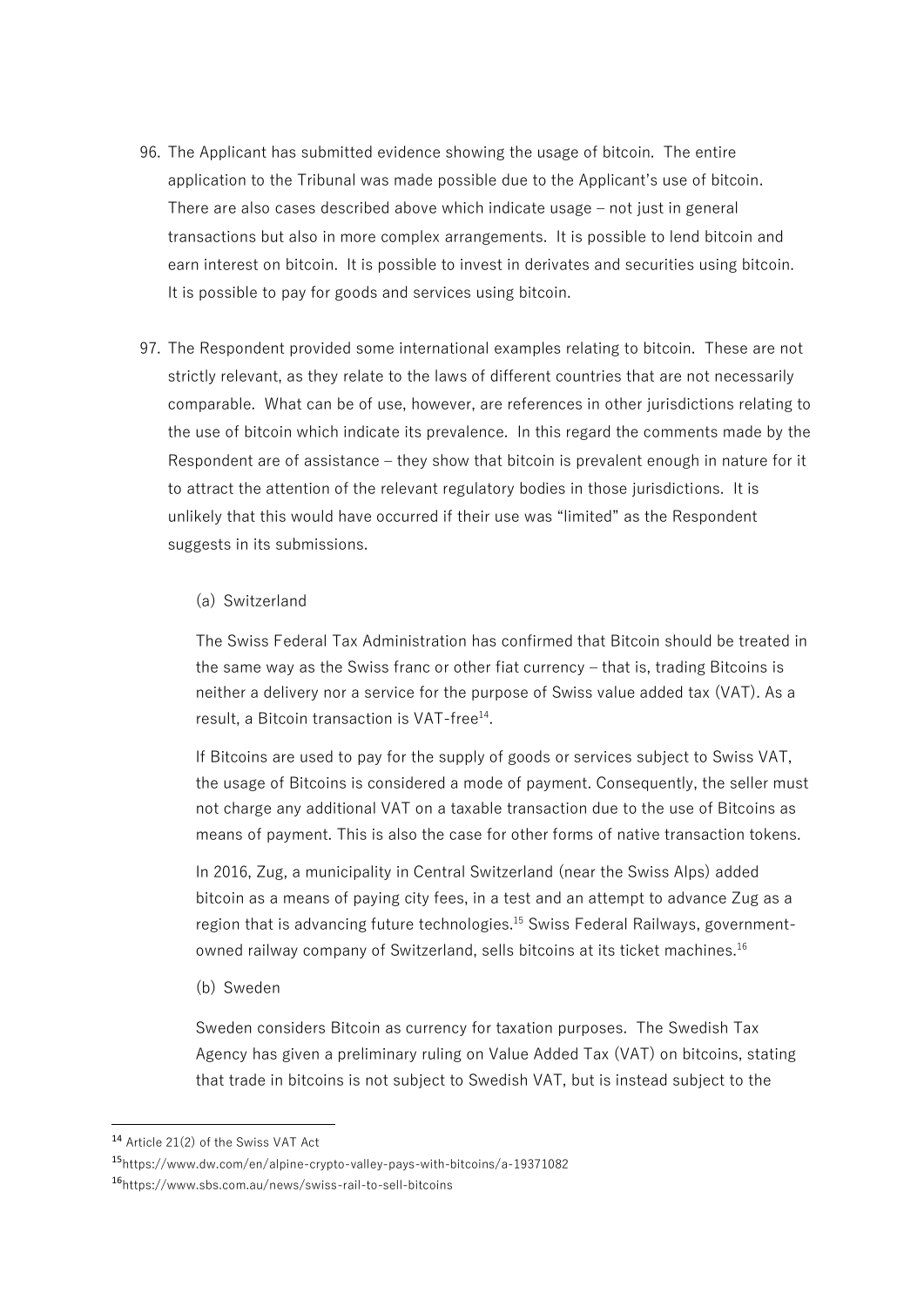96. The Applicant has submitted evidence showing the usage of bitcoin. The entire application to the Tribunal was made possible due to the Applicant's use of bitcoin. There are also cases described above which indicate usage – not just in general transactions but also in more complex arrangements. It is possible to lend bitcoin and earn interest on bitcoin. It is possible to invest in derivates and securities using bitcoin. It is possible to pay for goods and services using bitcoin.

97. The Respondent provided some international examples relating to bitcoin. These are not strictly relevant, as they relate to the laws of different countries that are not necessarily comparable. What can be of use, however, are references in other jurisdictions relating to the use of bitcoin which indicate its prevalence. In this regard the comments made by the Respondent are of assistance – they show that bitcoin is prevalent enough in nature for it to attract the attention of the relevant regulatory bodies in those jurisdictions. It is unlikely that this would have occurred if their use was "limited" as the Respondent suggests in its submissions.

   (a) Switzerland

   The Swiss Federal Tax Administration has confirmed that Bitcoin should be treated in the same way as the Swiss franc or other fiat currency – that is, trading Bitcoins is neither a delivery nor a service for the purpose of Swiss value added tax (VAT). As a result, a Bitcoin transaction is VAT-free[14].

   If Bitcoins are used to pay for the supply of goods or services subject to Swiss VAT, the usage of Bitcoins is considered a mode of payment. Consequently, the seller must not charge any additional VAT on a taxable transaction due to the use of Bitcoins as means of payment. This is also the case for other forms of native transaction tokens.

   In 2016, Zug, a municipality in Central Switzerland (near the Swiss Alps) added bitcoin as a means of paying city fees, in a test and an attempt to advance Zug as a region that is advancing future technologies.[15] Swiss Federal Railways, government-owned railway company of Switzerland, sells bitcoins at its ticket machines.[16]

   (b) Sweden

   Sweden considers Bitcoin as currency for taxation purposes. The Swedish Tax Agency has given a preliminary ruling on Value Added Tax (VAT) on bitcoins, stating that trade in bitcoins is not subject to Swedish VAT, but is instead subject to the

---

[14] Article 21(2) of the Swiss VAT Act

[15] https://www.dw.com/en/alpine-crypto-valley-pays-with-bitcoins/a-19371082

[16] https://www.sbs.com.au/news/swiss-rail-to-sell-bitcoins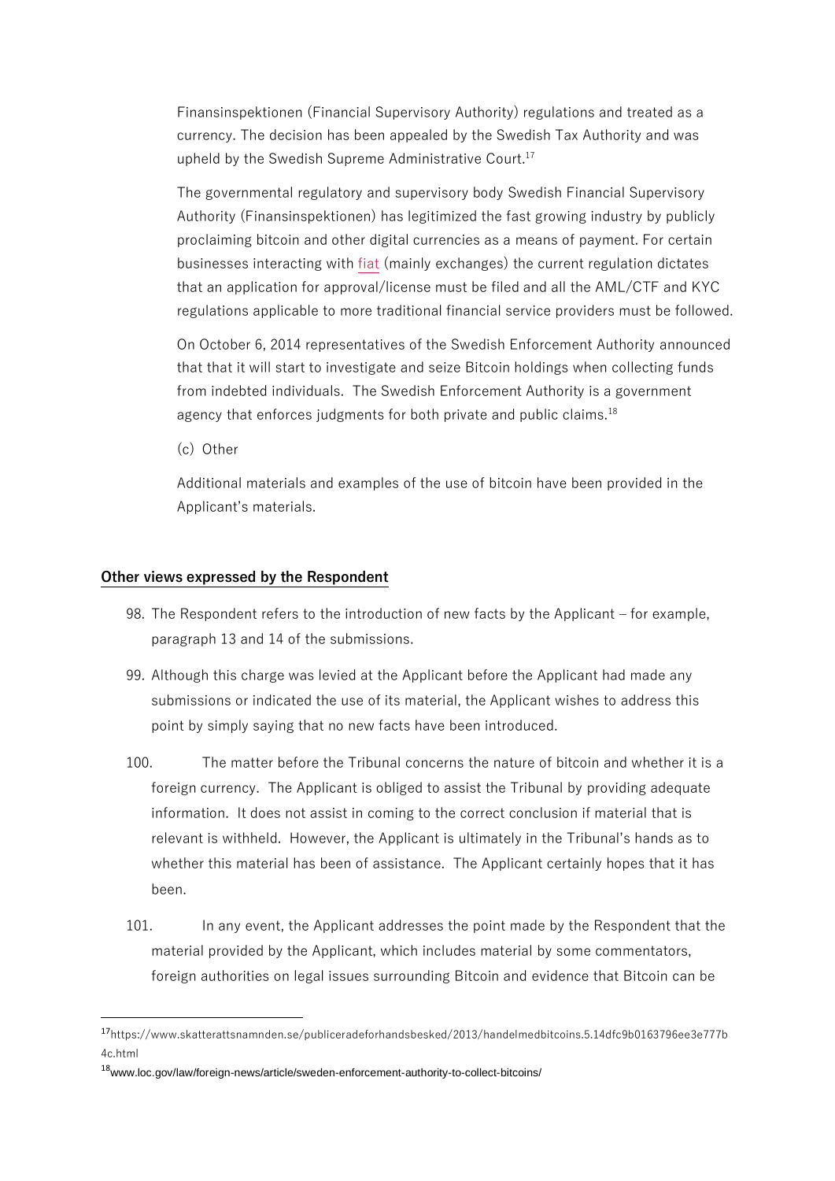Finansinspektionen (Financial Supervisory Authority) regulations and treated as a currency. The decision has been appealed by the Swedish Tax Authority and was upheld by the Swedish Supreme Administrative Court.[17]

The governmental regulatory and supervisory body Swedish Financial Supervisory Authority (Finansinspektionen) has legitimized the fast growing industry by publicly proclaiming bitcoin and other digital currencies as a means of payment. For certain businesses interacting with fiat (mainly exchanges) the current regulation dictates that an application for approval/license must be filed and all the AML/CTF and KYC regulations applicable to more traditional financial service providers must be followed.

On October 6, 2014 representatives of the Swedish Enforcement Authority announced that that it will start to investigate and seize Bitcoin holdings when collecting funds from indebted individuals. The Swedish Enforcement Authority is a government agency that enforces judgments for both private and public claims.[18]

(c) Other

Additional materials and examples of the use of bitcoin have been provided in the Applicant's materials.

**Other views expressed by the Respondent**

98. The Respondent refers to the introduction of new facts by the Applicant – for example, paragraph 13 and 14 of the submissions.

99. Although this charge was levied at the Applicant before the Applicant had made any submissions or indicated the use of its material, the Applicant wishes to address this point by simply saying that no new facts have been introduced.

100. The matter before the Tribunal concerns the nature of bitcoin and whether it is a foreign currency. The Applicant is obliged to assist the Tribunal by providing adequate information. It does not assist in coming to the correct conclusion if material that is relevant is withheld. However, the Applicant is ultimately in the Tribunal's hands as to whether this material has been of assistance. The Applicant certainly hopes that it has been.

101. In any event, the Applicant addresses the point made by the Respondent that the material provided by the Applicant, which includes material by some commentators, foreign authorities on legal issues surrounding Bitcoin and evidence that Bitcoin can be

---

[17] https://www.skatterattsnamnden.se/publiceradeforhandsbesked/2013/handelmedbitcoins.5.14dfc9b0163796ee3e777b4c.html

[18] www.loc.gov/law/foreign-news/article/sweden-enforcement-authority-to-collect-bitcoins/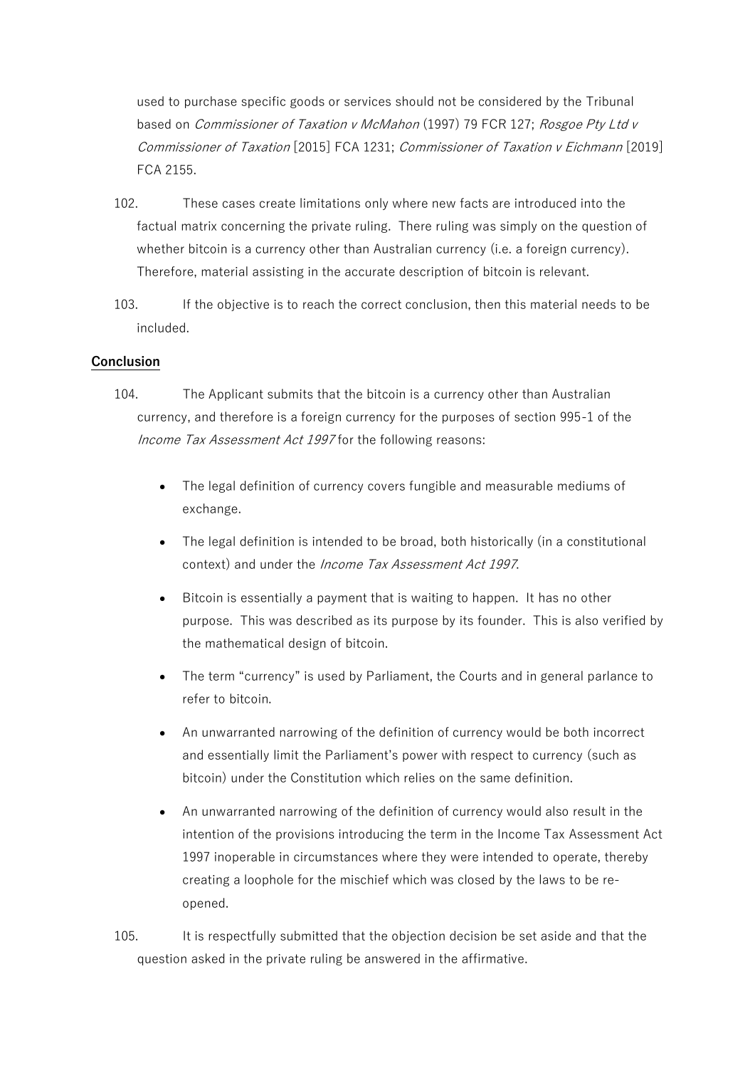used to purchase specific goods or services should not be considered by the Tribunal based on *Commissioner of Taxation v McMahon* (1997) 79 FCR 127; *Rosgoe Pty Ltd v Commissioner of Taxation* [2015] FCA 1231; *Commissioner of Taxation v Eichmann* [2019] FCA 2155.

102. These cases create limitations only where new facts are introduced into the factual matrix concerning the private ruling. There ruling was simply on the question of whether bitcoin is a currency other than Australian currency (i.e. a foreign currency). Therefore, material assisting in the accurate description of bitcoin is relevant.

103. If the objective is to reach the correct conclusion, then this material needs to be included.

## Conclusion

104. The Applicant submits that the bitcoin is a currency other than Australian currency, and therefore is a foreign currency for the purposes of section 995-1 of the *Income Tax Assessment Act 1997* for the following reasons:

- The legal definition of currency covers fungible and measurable mediums of exchange.
- The legal definition is intended to be broad, both historically (in a constitutional context) and under the *Income Tax Assessment Act 1997*.
- Bitcoin is essentially a payment that is waiting to happen. It has no other purpose. This was described as its purpose by its founder. This is also verified by the mathematical design of bitcoin.
- The term "currency" is used by Parliament, the Courts and in general parlance to refer to bitcoin.
- An unwarranted narrowing of the definition of currency would be both incorrect and essentially limit the Parliament's power with respect to currency (such as bitcoin) under the Constitution which relies on the same definition.
- An unwarranted narrowing of the definition of currency would also result in the intention of the provisions introducing the term in the Income Tax Assessment Act 1997 inoperable in circumstances where they were intended to operate, thereby creating a loophole for the mischief which was closed by the laws to be re-opened.

105. It is respectfully submitted that the objection decision be set aside and that the question asked in the private ruling be answered in the affirmative.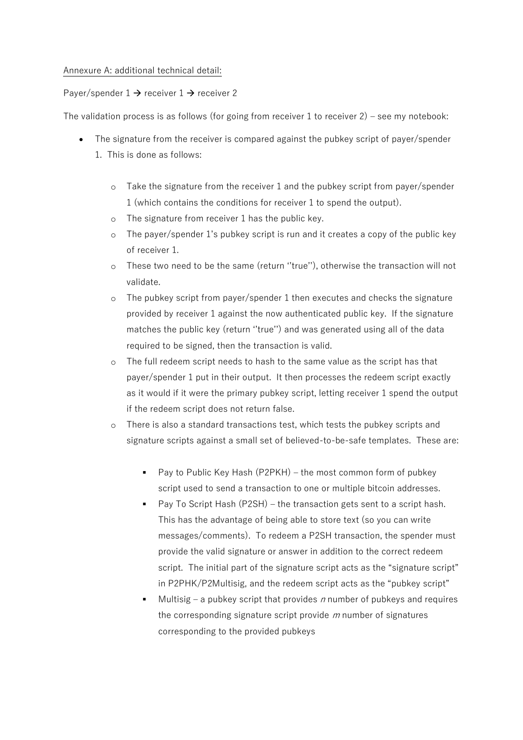<u>Annexure A: additional technical detail:</u>

Payer/spender 1 → receiver 1 → receiver 2

The validation process is as follows (for going from receiver 1 to receiver 2) – see my notebook:

- The signature from the receiver is compared against the pubkey script of payer/spender 1. This is done as follows:
  - Take the signature from the receiver 1 and the pubkey script from payer/spender 1 (which contains the conditions for receiver 1 to spend the output).
  - The signature from receiver 1 has the public key.
  - The payer/spender 1's pubkey script is run and it creates a copy of the public key of receiver 1.
  - These two need to be the same (return ''true''), otherwise the transaction will not validate.
  - The pubkey script from payer/spender 1 then executes and checks the signature provided by receiver 1 against the now authenticated public key. If the signature matches the public key (return ''true'') and was generated using all of the data required to be signed, then the transaction is valid.
  - The full redeem script needs to hash to the same value as the script has that payer/spender 1 put in their output. It then processes the redeem script exactly as it would if it were the primary pubkey script, letting receiver 1 spend the output if the redeem script does not return false.
  - There is also a standard transactions test, which tests the pubkey scripts and signature scripts against a small set of believed-to-be-safe templates. These are:
    - Pay to Public Key Hash (P2PKH) – the most common form of pubkey script used to send a transaction to one or multiple bitcoin addresses.
    - Pay To Script Hash (P2SH) – the transaction gets sent to a script hash. This has the advantage of being able to store text (so you can write messages/comments). To redeem a P2SH transaction, the spender must provide the valid signature or answer in addition to the correct redeem script. The initial part of the signature script acts as the "signature script" in P2PHK/P2Multisig, and the redeem script acts as the "pubkey script"
    - Multisig – a pubkey script that provides $n$ number of pubkeys and requires the corresponding signature script provide $m$ number of signatures corresponding to the provided pubkeys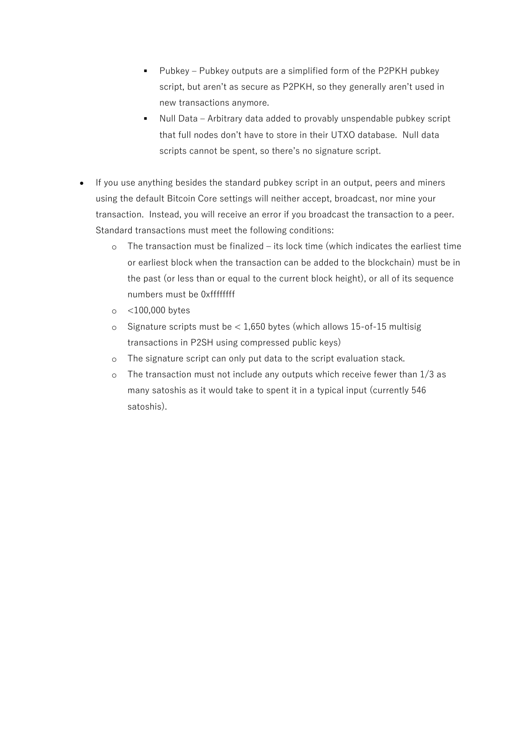- Pubkey – Pubkey outputs are a simplified form of the P2PKH pubkey script, but aren't as secure as P2PKH, so they generally aren't used in new transactions anymore.
        - Null Data – Arbitrary data added to provably unspendable pubkey script that full nodes don't have to store in their UTXO database. Null data scripts cannot be spent, so there's no signature script.

- If you use anything besides the standard pubkey script in an output, peers and miners using the default Bitcoin Core settings will neither accept, broadcast, nor mine your transaction. Instead, you will receive an error if you broadcast the transaction to a peer. Standard transactions must meet the following conditions:
    - The transaction must be finalized – its lock time (which indicates the earliest time or earliest block when the transaction can be added to the blockchain) must be in the past (or less than or equal to the current block height), or all of its sequence numbers must be 0xffffffff
    - <100,000 bytes
    - Signature scripts must be < 1,650 bytes (which allows 15-of-15 multisig transactions in P2SH using compressed public keys)
    - The signature script can only put data to the script evaluation stack.
    - The transaction must not include any outputs which receive fewer than 1/3 as many satoshis as it would take to spent it in a typical input (currently 546 satoshis).